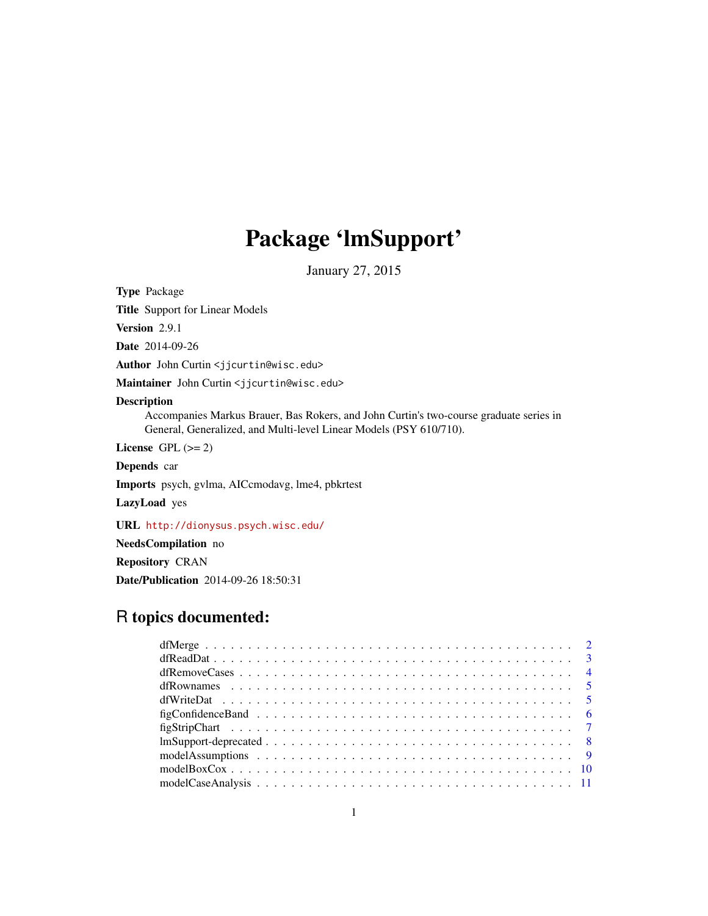# Package 'lmSupport'

January 27, 2015

**Type** Package

**Title** Support for Linear Models

**Version** 2.9.1

**Date** 2014-09-26

**Author** John Curtin <jjcurtin@wisc.edu>

**Maintainer** John Curtin <jjcurtin@wisc.edu>

**Description**
Accompanies Markus Brauer, Bas Rokers, and John Curtin's two-course graduate series in General, Generalized, and Multi-level Linear Models (PSY 610/710).

**License** GPL (>= 2)

**Depends** car

**Imports** psych, gvlma, AICcmodavg, lme4, pbkrtest

**LazyLoad** yes

**URL** http://dionysus.psych.wisc.edu/

**NeedsCompilation** no

**Repository** CRAN

**Date/Publication** 2014-09-26 18:50:31

## R topics documented:

| | |
|---|---|
| dfMerge | 2 |
| dfReadDat | 3 |
| dfRemoveCases | 4 |
| dfRownames | 5 |
| dfWriteDat | 5 |
| figConfidenceBand | 6 |
| figStripChart | 7 |
| lmSupport-deprecated | 8 |
| modelAssumptions | 9 |
| modelBoxCox | 10 |
| modelCaseAnalysis | 11 |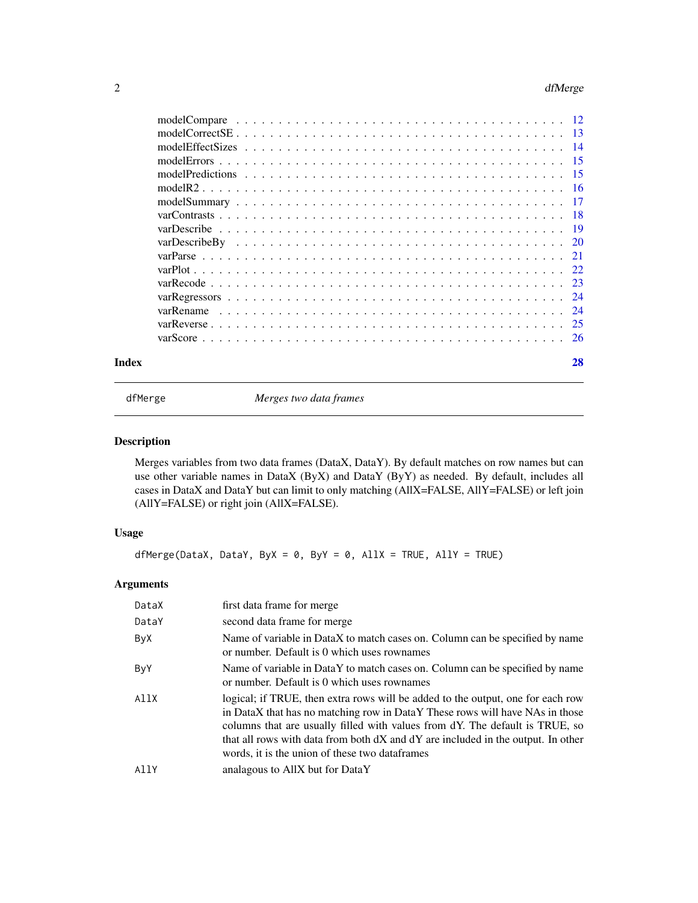| | |
|---|---|
| modelCompare | 12 |
| modelCorrectSE | 13 |
| modelEffectSizes | 14 |
| modelErrors | 15 |
| modelPredictions | 15 |
| modelR2 | 16 |
| modelSummary | 17 |
| varContrasts | 18 |
| varDescribe | 19 |
| varDescribeBy | 20 |
| varParse | 21 |
| varPlot | 22 |
| varRecode | 23 |
| varRegressors | 24 |
| varRename | 24 |
| varReverse | 25 |
| varScore | 26 |

**Index** **28**

---

## dfMerge — *Merges two data frames*

### Description

Merges variables from two data frames (DataX, DataY). By default matches on row names but can use other variable names in DataX (ByX) and DataY (ByY) as needed. By default, includes all cases in DataX and DataY but can limit to only matching (AllX=FALSE, AllY=FALSE) or left join (AllY=FALSE) or right join (AllX=FALSE).

### Usage

```
dfMerge(DataX, DataY, ByX = 0, ByY = 0, AllX = TRUE, AllY = TRUE)
```

### Arguments

| | |
|---|---|
| `DataX` | first data frame for merge |
| `DataY` | second data frame for merge |
| `ByX` | Name of variable in DataX to match cases on. Column can be specified by name or number. Default is 0 which uses rownames |
| `ByY` | Name of variable in DataY to match cases on. Column can be specified by name or number. Default is 0 which uses rownames |
| `AllX` | logical; if TRUE, then extra rows will be added to the output, one for each row in DataX that has no matching row in DataY These rows will have NAs in those columns that are usually filled with values from dY. The default is TRUE, so that all rows with data from both dX and dY are included in the output. In other words, it is the union of these two dataframes |
| `AllY` | analagous to AllX but for DataY |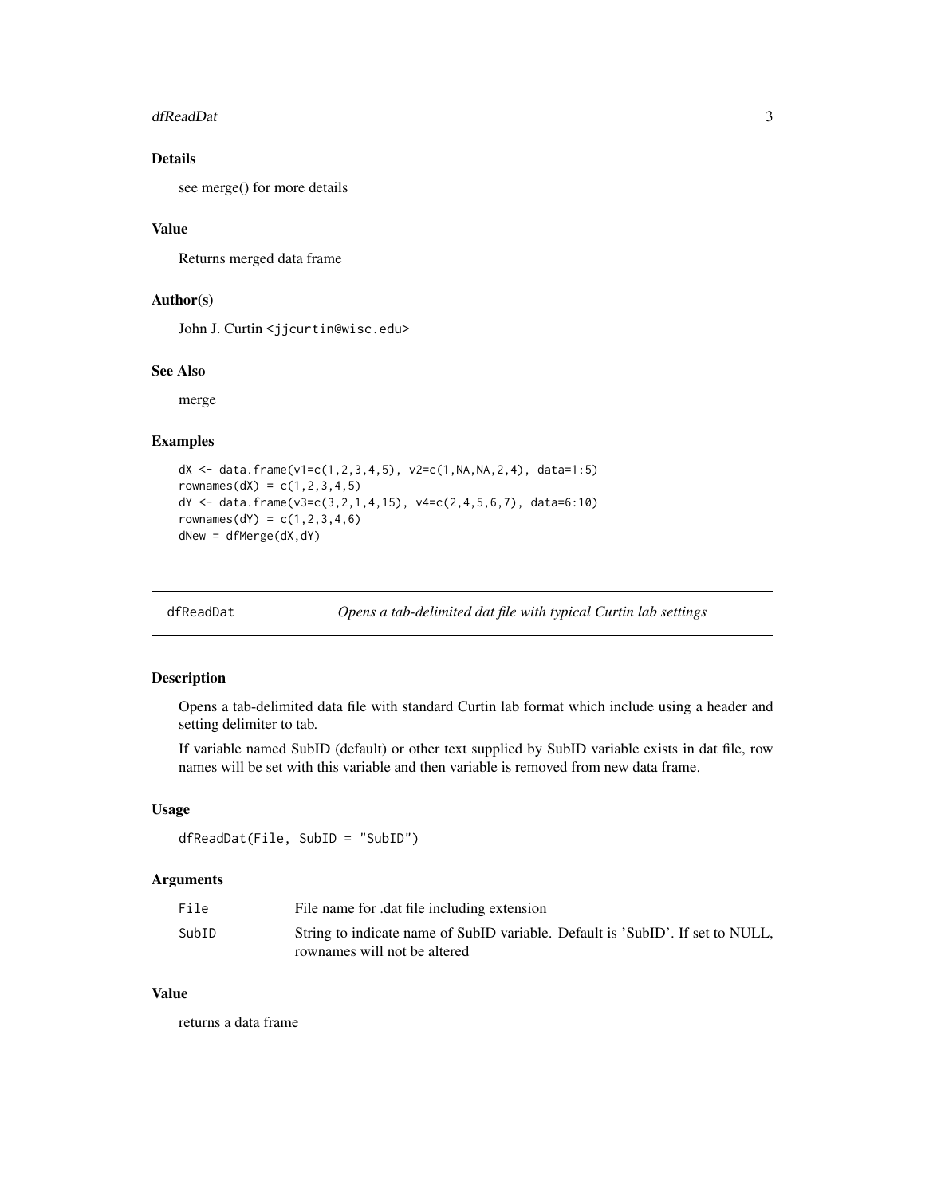### Details

see merge() for more details

### Value

Returns merged data frame

### Author(s)

John J. Curtin <jjcurtin@wisc.edu>

### See Also

merge

### Examples

```
dX <- data.frame(v1=c(1,2,3,4,5), v2=c(1,NA,NA,2,4), data=1:5)
rownames(dX) = c(1,2,3,4,5)
dY <- data.frame(v3=c(3,2,1,4,15), v4=c(2,4,5,6,7), data=6:10)
rownames(dY) = c(1,2,3,4,6)
dNew = dfMerge(dX,dY)
```

---

## dfReadDat *Opens a tab-delimited dat file with typical Curtin lab settings*

### Description

Opens a tab-delimited data file with standard Curtin lab format which include using a header and setting delimiter to tab.

If variable named SubID (default) or other text supplied by SubID variable exists in dat file, row names will be set with this variable and then variable is removed from new data frame.

### Usage

```
dfReadDat(File, SubID = "SubID")
```

### Arguments

| | |
|---|---|
| File | File name for .dat file including extension |
| SubID | String to indicate name of SubID variable. Default is 'SubID'. If set to NULL, rownames will not be altered |

### Value

returns a data frame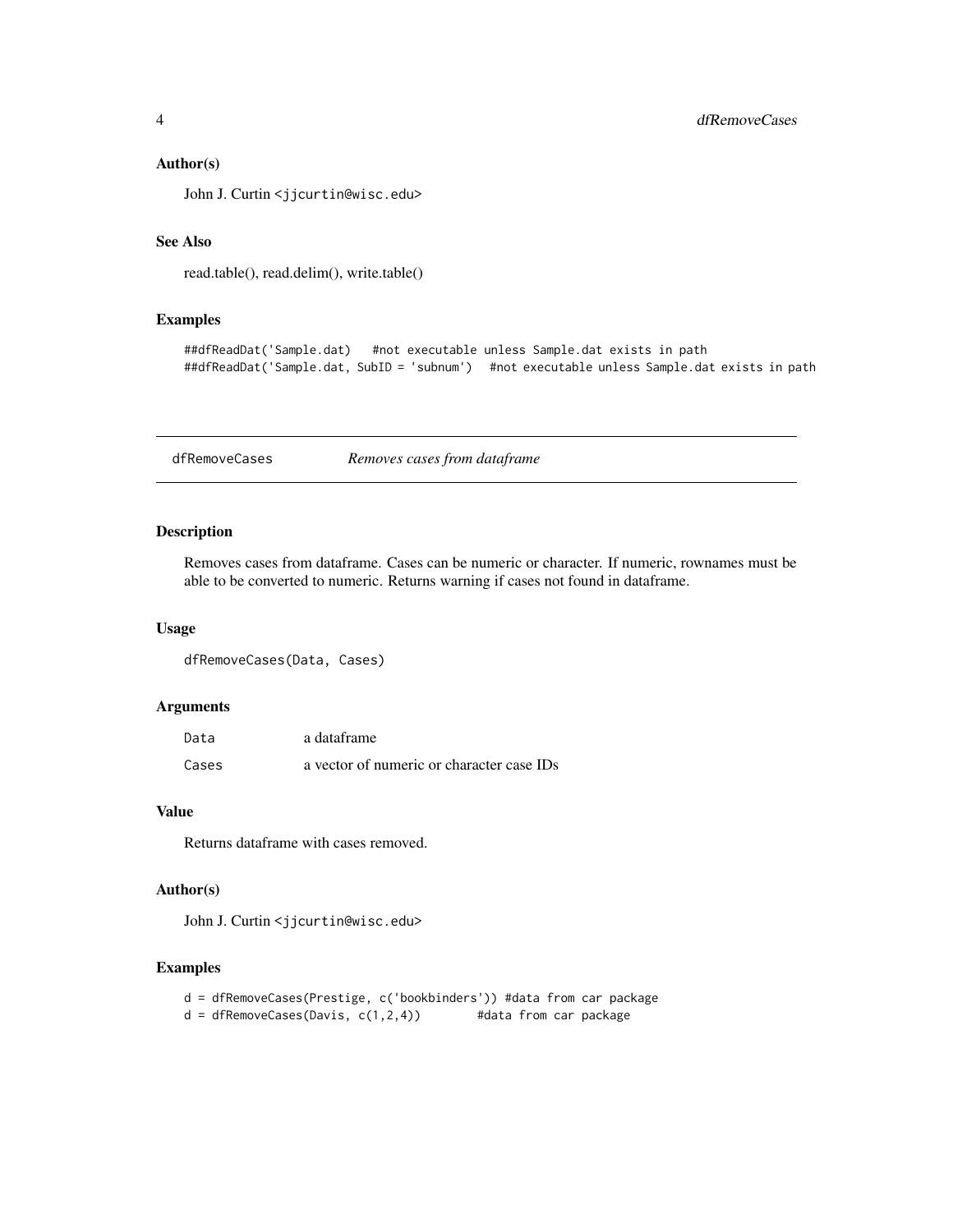### Author(s)

John J. Curtin <jjcurtin@wisc.edu>

### See Also

read.table(), read.delim(), write.table()

### Examples

```
##dfReadDat('Sample.dat')   #not executable unless Sample.dat exists in path
##dfReadDat('Sample.dat, SubID = 'subnum')  #not executable unless Sample.dat exists in path
```

---

## dfRemoveCases    *Removes cases from dataframe*

---

### Description

Removes cases from dataframe. Cases can be numeric or character. If numeric, rownames must be able to be converted to numeric. Returns warning if cases not found in dataframe.

### Usage

```
dfRemoveCases(Data, Cases)
```

### Arguments

| | |
|---|---|
| Data | a dataframe |
| Cases | a vector of numeric or character case IDs |

### Value

Returns dataframe with cases removed.

### Author(s)

John J. Curtin <jjcurtin@wisc.edu>

### Examples

```
d = dfRemoveCases(Prestige, c('bookbinders')) #data from car package
d = dfRemoveCases(Davis, c(1,2,4))        #data from car package
```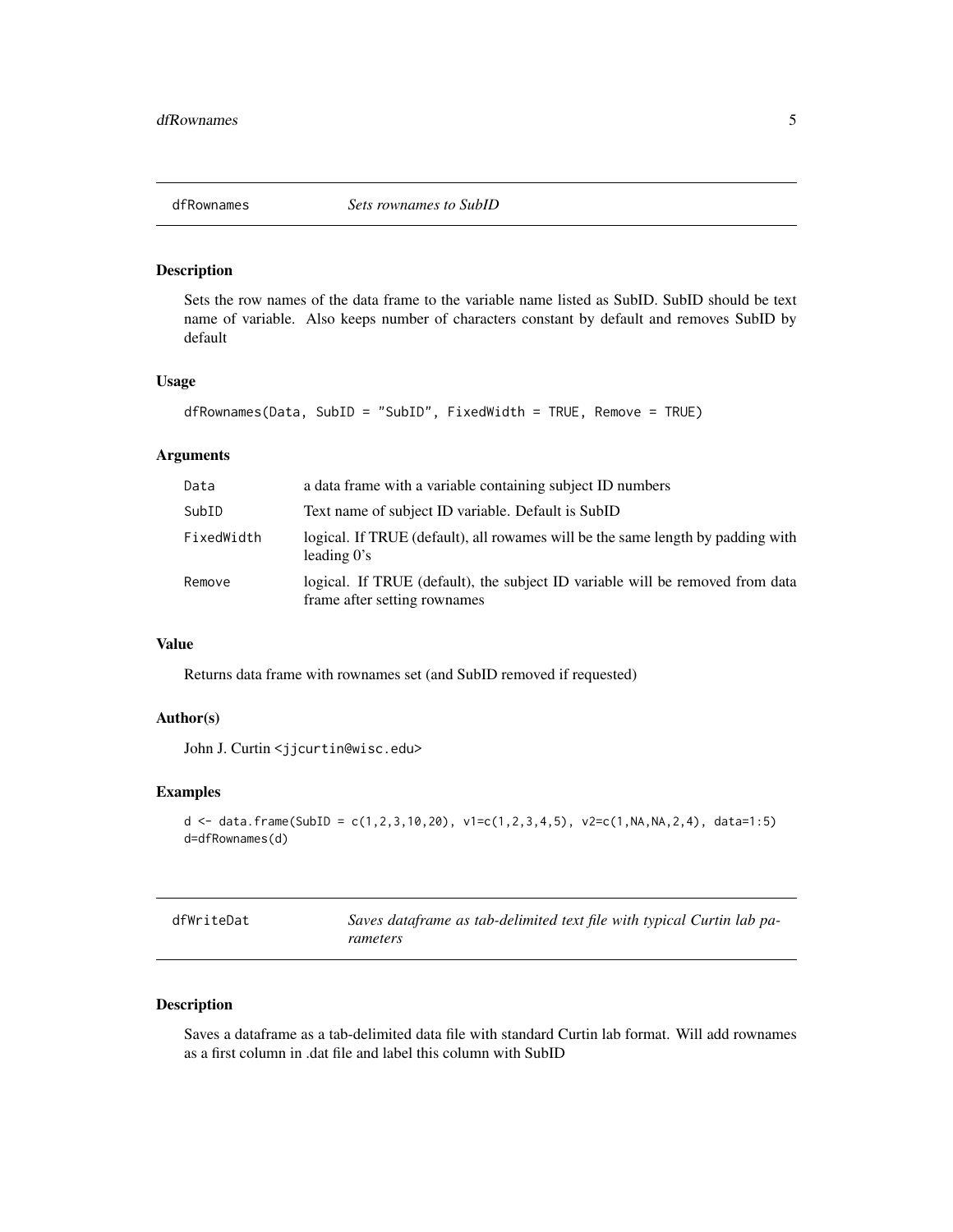## dfRownames *Sets rownames to SubID*

### Description

Sets the row names of the data frame to the variable name listed as SubID. SubID should be text name of variable. Also keeps number of characters constant by default and removes SubID by default

### Usage

```
dfRownames(Data, SubID = "SubID", FixedWidth = TRUE, Remove = TRUE)
```

### Arguments

| | |
|---|---|
| Data | a data frame with a variable containing subject ID numbers |
| SubID | Text name of subject ID variable. Default is SubID |
| FixedWidth | logical. If TRUE (default), all rowames will be the same length by padding with leading 0's |
| Remove | logical. If TRUE (default), the subject ID variable will be removed from data frame after setting rownames |

### Value

Returns data frame with rownames set (and SubID removed if requested)

### Author(s)

John J. Curtin <jjcurtin@wisc.edu>

### Examples

```
d <- data.frame(SubID = c(1,2,3,10,20), v1=c(1,2,3,4,5), v2=c(1,NA,NA,2,4), data=1:5)
d=dfRownames(d)
```

## dfWriteDat *Saves dataframe as tab-delimited text file with typical Curtin lab parameters*

### Description

Saves a dataframe as a tab-delimited data file with standard Curtin lab format. Will add rownames as a first column in .dat file and label this column with SubID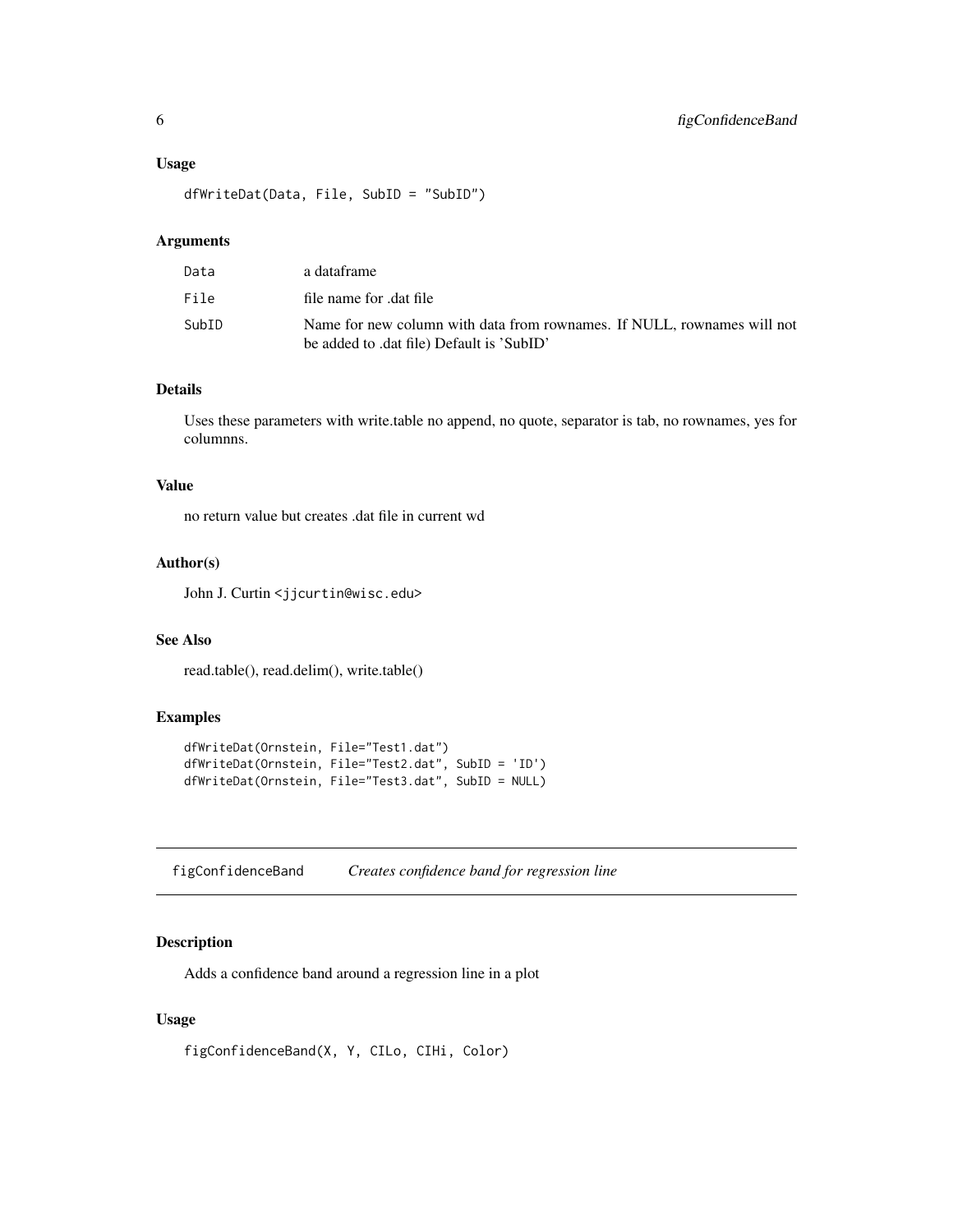### Usage

```
dfWriteDat(Data, File, SubID = "SubID")
```

### Arguments

| | |
|---|---|
| Data | a dataframe |
| File | file name for .dat file |
| SubID | Name for new column with data from rownames. If NULL, rownames will not be added to .dat file) Default is 'SubID' |

### Details

Uses these parameters with write.table no append, no quote, separator is tab, no rownames, yes for columnns.

### Value

no return value but creates .dat file in current wd

### Author(s)

John J. Curtin <jjcurtin@wisc.edu>

### See Also

read.table(), read.delim(), write.table()

### Examples

```
dfWriteDat(Ornstein, File="Test1.dat")
dfWriteDat(Ornstein, File="Test2.dat", SubID = 'ID')
dfWriteDat(Ornstein, File="Test3.dat", SubID = NULL)
```

---

## figConfidenceBand    *Creates confidence band for regression line*

---

### Description

Adds a confidence band around a regression line in a plot

### Usage

```
figConfidenceBand(X, Y, CILo, CIHi, Color)
```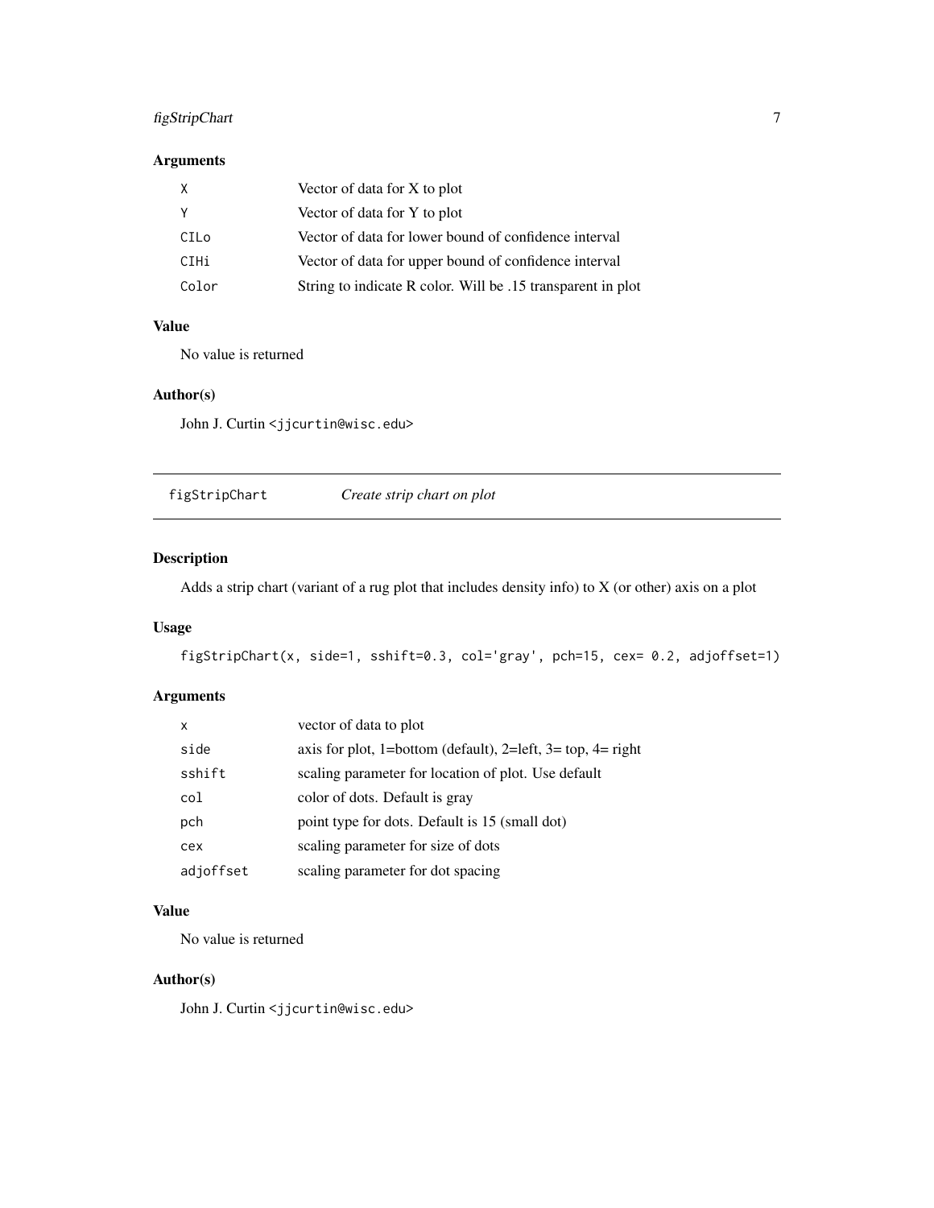### Arguments

| | |
|---|---|
| `X` | Vector of data for X to plot |
| `Y` | Vector of data for Y to plot |
| `CILo` | Vector of data for lower bound of confidence interval |
| `CIHi` | Vector of data for upper bound of confidence interval |
| `Color` | String to indicate R color. Will be .15 transparent in plot |

### Value

No value is returned

### Author(s)

John J. Curtin <jjcurtin@wisc.edu>

---

## `figStripChart` *Create strip chart on plot*

---

### Description

Adds a strip chart (variant of a rug plot that includes density info) to X (or other) axis on a plot

### Usage

```
figStripChart(x, side=1, sshift=0.3, col='gray', pch=15, cex= 0.2, adjoffset=1)
```

### Arguments

| | |
|---|---|
| `x` | vector of data to plot |
| `side` | axis for plot, 1=bottom (default), 2=left, 3= top, 4= right |
| `sshift` | scaling parameter for location of plot. Use default |
| `col` | color of dots. Default is gray |
| `pch` | point type for dots. Default is 15 (small dot) |
| `cex` | scaling parameter for size of dots |
| `adjoffset` | scaling parameter for dot spacing |

### Value

No value is returned

### Author(s)

John J. Curtin <jjcurtin@wisc.edu>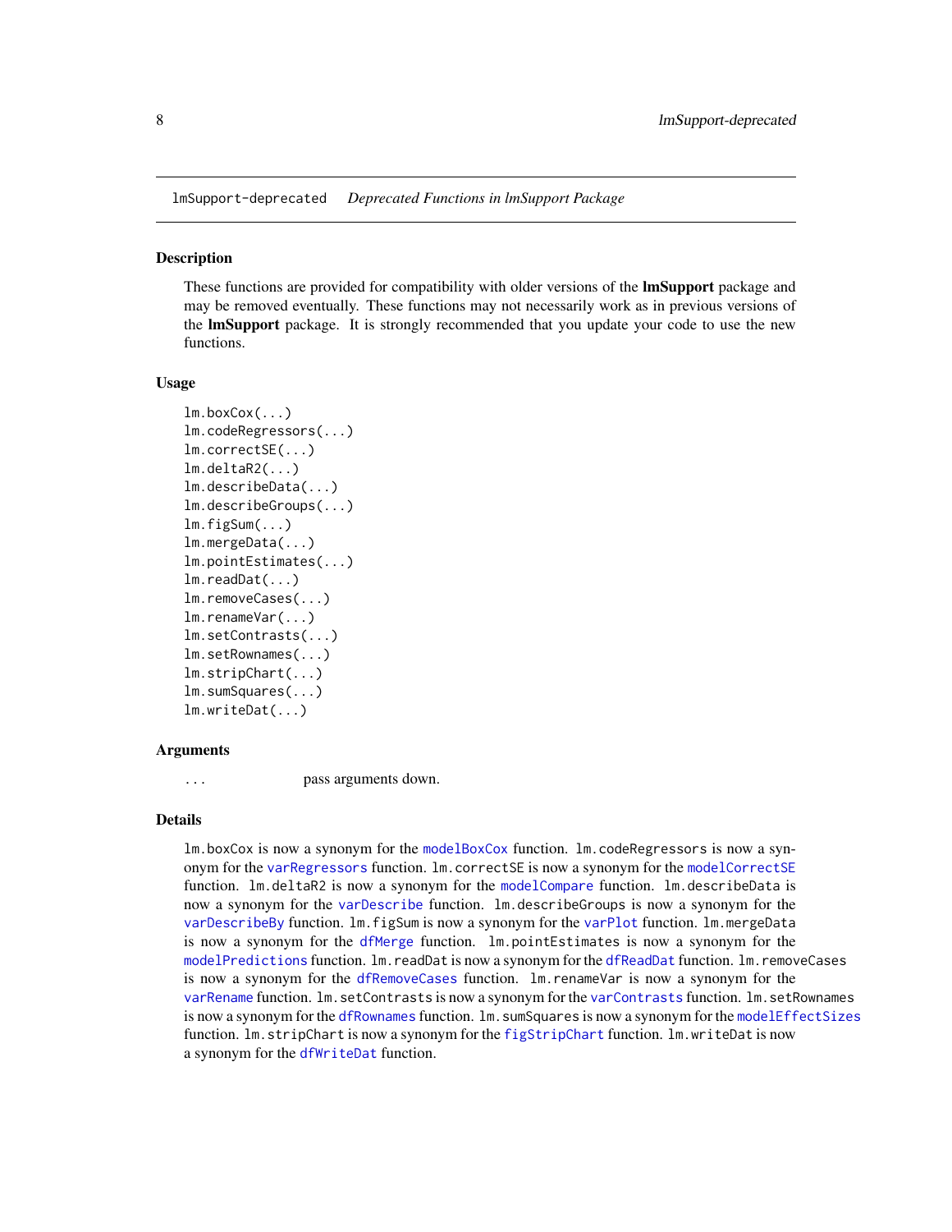lmSupport-deprecated *Deprecated Functions in lmSupport Package*

### Description

These functions are provided for compatibility with older versions of the **lmSupport** package and may be removed eventually. These functions may not necessarily work as in previous versions of the **lmSupport** package. It is strongly recommended that you update your code to use the new functions.

### Usage

```
lm.boxCox(...)
lm.codeRegressors(...)
lm.correctSE(...)
lm.deltaR2(...)
lm.describeData(...)
lm.describeGroups(...)
lm.figSum(...)
lm.mergeData(...)
lm.pointEstimates(...)
lm.readDat(...)
lm.removeCases(...)
lm.renameVar(...)
lm.setContrasts(...)
lm.setRownames(...)
lm.stripChart(...)
lm.sumSquares(...)
lm.writeDat(...)
```

### Arguments

`...` pass arguments down.

### Details

`lm.boxCox` is now a synonym for the `modelBoxCox` function. `lm.codeRegressors` is now a synonym for the `varRegressors` function. `lm.correctSE` is now a synonym for the `modelCorrectSE` function. `lm.deltaR2` is now a synonym for the `modelCompare` function. `lm.describeData` is now a synonym for the `varDescribe` function. `lm.describeGroups` is now a synonym for the `varDescribeBy` function. `lm.figSum` is now a synonym for the `varPlot` function. `lm.mergeData` is now a synonym for the `dfMerge` function. `lm.pointEstimates` is now a synonym for the `modelPredictions` function. `lm.readDat` is now a synonym for the `dfReadDat` function. `lm.removeCases` is now a synonym for the `dfRemoveCases` function. `lm.renameVar` is now a synonym for the `varRename` function. `lm.setContrasts` is now a synonym for the `varContrasts` function. `lm.setRownames` is now a synonym for the `dfRownames` function. `lm.sumSquares` is now a synonym for the `modelEffectSizes` function. `lm.stripChart` is now a synonym for the `figStripChart` function. `lm.writeDat` is now a synonym for the `dfWriteDat` function.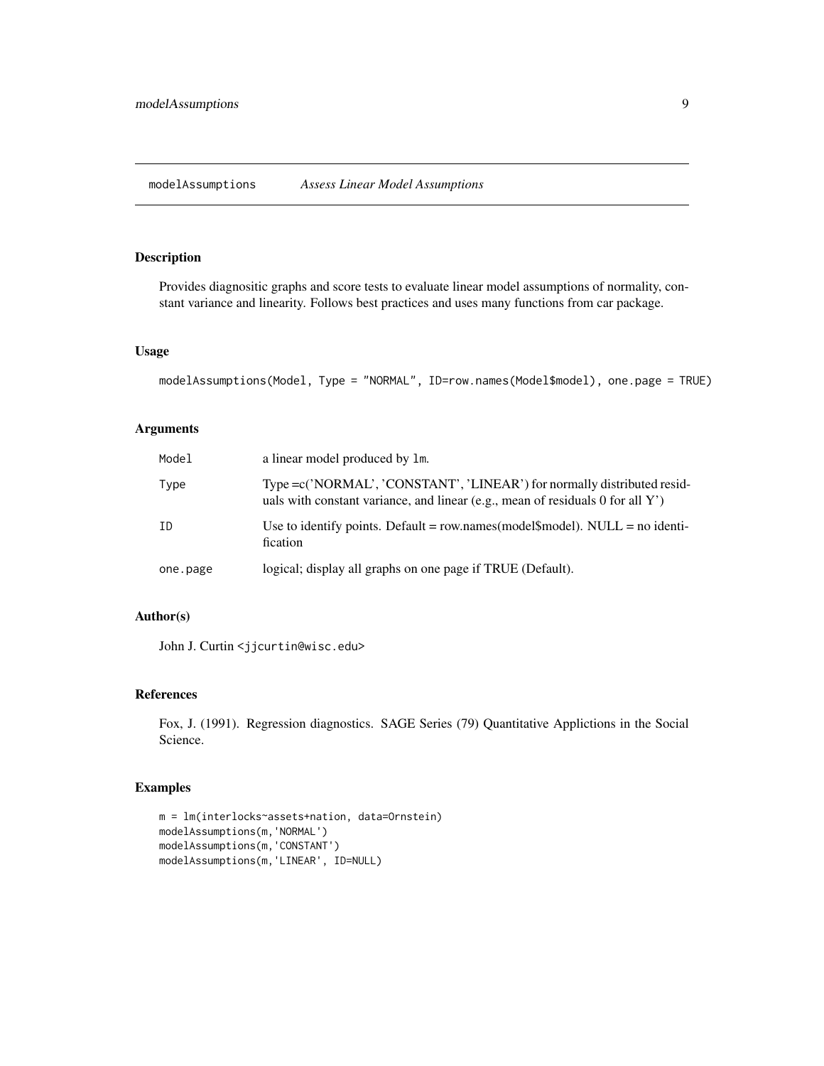## modelAssumptions *Assess Linear Model Assumptions*

### Description

Provides diagnositic graphs and score tests to evaluate linear model assumptions of normality, constant variance and linearity. Follows best practices and uses many functions from car package.

### Usage

```
modelAssumptions(Model, Type = "NORMAL", ID=row.names(Model$model), one.page = TRUE)
```

### Arguments

| | |
|---|---|
| Model | a linear model produced by lm. |
| Type | Type =c('NORMAL', 'CONSTANT', 'LINEAR') for normally distributed residuals with constant variance, and linear (e.g., mean of residuals 0 for all Y') |
| ID | Use to identify points. Default = row.names(model$model). NULL = no identification |
| one.page | logical; display all graphs on one page if TRUE (Default). |

### Author(s)

John J. Curtin <jjcurtin@wisc.edu>

### References

Fox, J. (1991). Regression diagnostics. SAGE Series (79) Quantitative Applictions in the Social Science.

### Examples

```
m = lm(interlocks~assets+nation, data=Ornstein)
modelAssumptions(m,'NORMAL')
modelAssumptions(m,'CONSTANT')
modelAssumptions(m,'LINEAR', ID=NULL)
```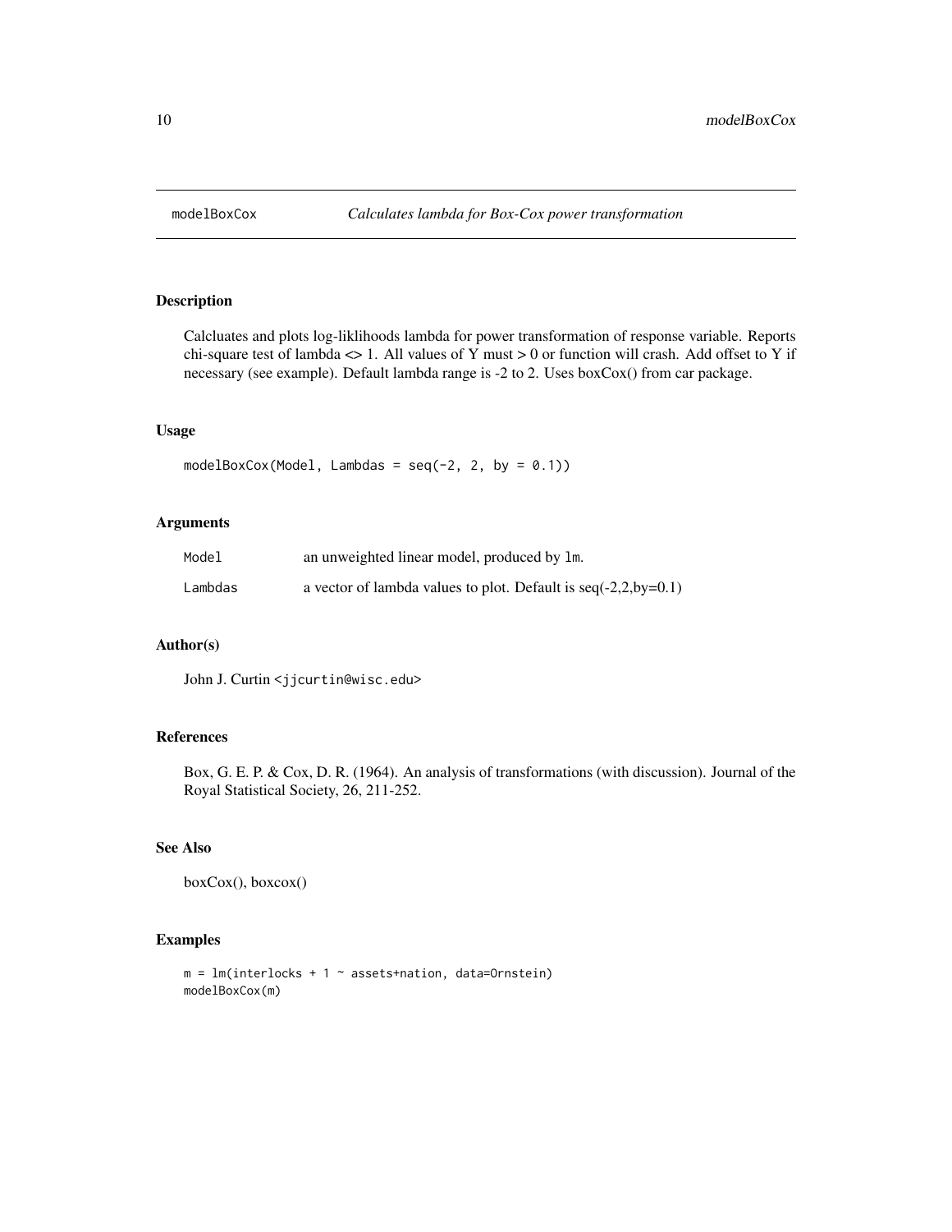# modelBoxCox — *Calculates lambda for Box-Cox power transformation*

## Description

Calcluates and plots log-liklihoods lambda for power transformation of response variable. Reports chi-square test of lambda <> 1. All values of Y must > 0 or function will crash. Add offset to Y if necessary (see example). Default lambda range is -2 to 2. Uses boxCox() from car package.

## Usage

```
modelBoxCox(Model, Lambdas = seq(-2, 2, by = 0.1))
```

## Arguments

| | |
|---|---|
| `Model` | an unweighted linear model, produced by `lm`. |
| `Lambdas` | a vector of lambda values to plot. Default is seq(-2,2,by=0.1) |

## Author(s)

John J. Curtin <jjcurtin@wisc.edu>

## References

Box, G. E. P. & Cox, D. R. (1964). An analysis of transformations (with discussion). Journal of the Royal Statistical Society, 26, 211-252.

## See Also

boxCox(), boxcox()

## Examples

```
m = lm(interlocks + 1 ~ assets+nation, data=Ornstein)
modelBoxCox(m)
```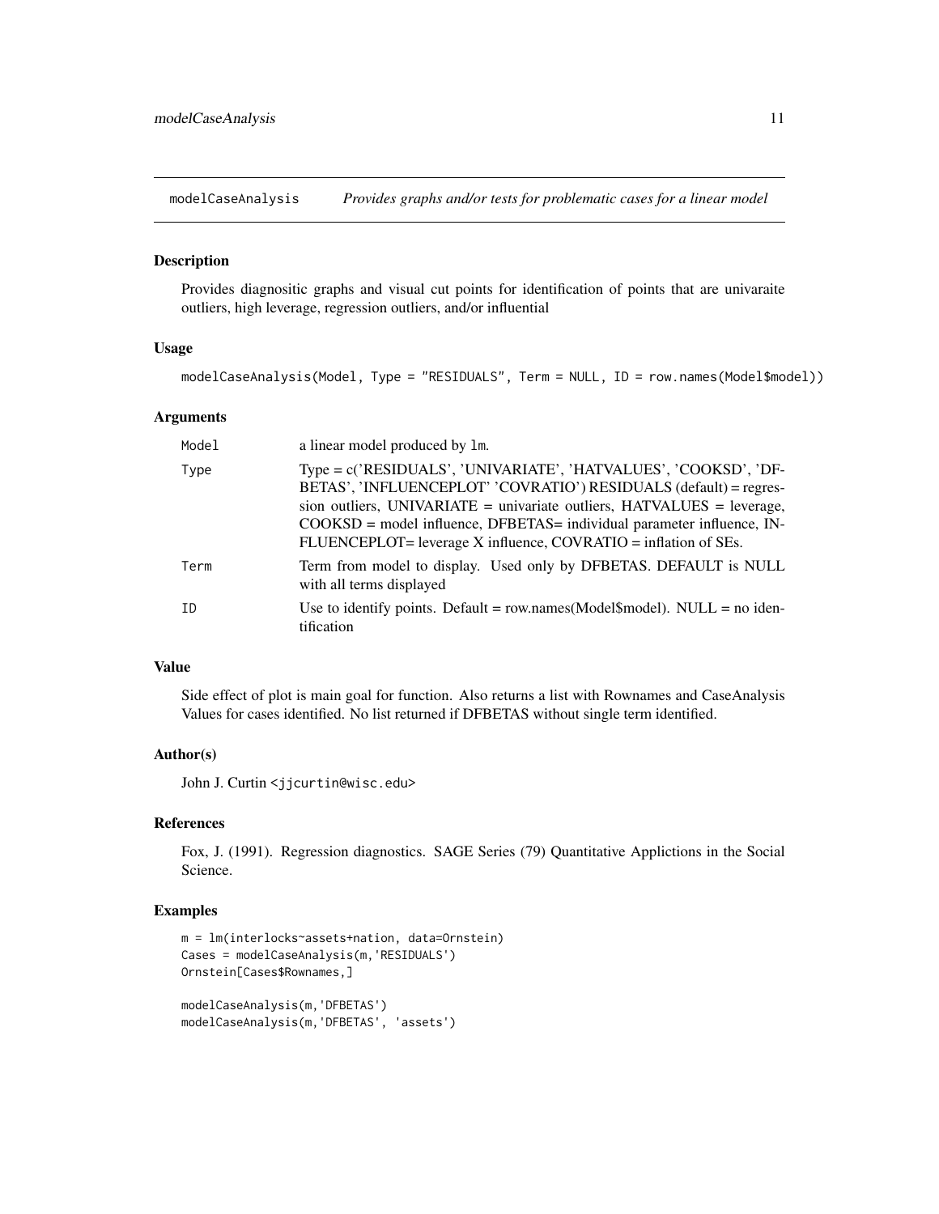## modelCaseAnalysis *Provides graphs and/or tests for problematic cases for a linear model*

### Description

Provides diagnositic graphs and visual cut points for identification of points that are univaraite outliers, high leverage, regression outliers, and/or influential

### Usage

```
modelCaseAnalysis(Model, Type = "RESIDUALS", Term = NULL, ID = row.names(Model$model))
```

### Arguments

| | |
|---|---|
| Model | a linear model produced by `lm`. |
| Type | Type = c('RESIDUALS', 'UNIVARIATE', 'HATVALUES', 'COOKSD', 'DFBETAS', 'INFLUENCEPLOT' 'COVRATIO') RESIDUALS (default) = regression outliers, UNIVARIATE = univariate outliers, HATVALUES = leverage, COOKSD = model influence, DFBETAS= individual parameter influence, INFLUENCEPLOT= leverage X influence, COVRATIO = inflation of SEs. |
| Term | Term from model to display. Used only by DFBETAS. DEFAULT is NULL with all terms displayed |
| ID | Use to identify points. Default = row.names(Model$model). NULL = no identification |

### Value

Side effect of plot is main goal for function. Also returns a list with Rownames and CaseAnalysis Values for cases identified. No list returned if DFBETAS without single term identified.

### Author(s)

John J. Curtin <jjcurtin@wisc.edu>

### References

Fox, J. (1991). Regression diagnostics. SAGE Series (79) Quantitative Applictions in the Social Science.

### Examples

```
m = lm(interlocks~assets+nation, data=Ornstein)
Cases = modelCaseAnalysis(m,'RESIDUALS')
Ornstein[Cases$Rownames,]

modelCaseAnalysis(m,'DFBETAS')
modelCaseAnalysis(m,'DFBETAS', 'assets')
```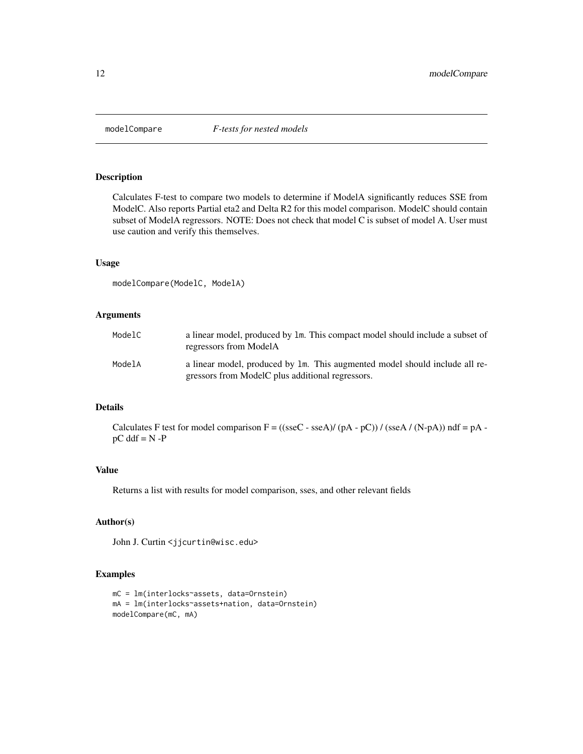## modelCompare *F-tests for nested models*

### Description

Calculates F-test to compare two models to determine if ModelA significantly reduces SSE from ModelC. Also reports Partial eta2 and Delta R2 for this model comparison. ModelC should contain subset of ModelA regressors. NOTE: Does not check that model C is subset of model A. User must use caution and verify this themselves.

### Usage

```
modelCompare(ModelC, ModelA)
```

### Arguments

| | |
|---|---|
| ModelC | a linear model, produced by lm. This compact model should include a subset of regressors from ModelA |
| ModelA | a linear model, produced by lm. This augmented model should include all regressors from ModelC plus additional regressors. |

### Details

Calculates F test for model comparison F = ((sseC - sseA)/ (pA - pC)) / (sseA / (N-pA)) ndf = pA - pC ddf = N -P

### Value

Returns a list with results for model comparison, sses, and other relevant fields

### Author(s)

John J. Curtin <jjcurtin@wisc.edu>

### Examples

```
mC = lm(interlocks~assets, data=Ornstein)
mA = lm(interlocks~assets+nation, data=Ornstein)
modelCompare(mC, mA)
```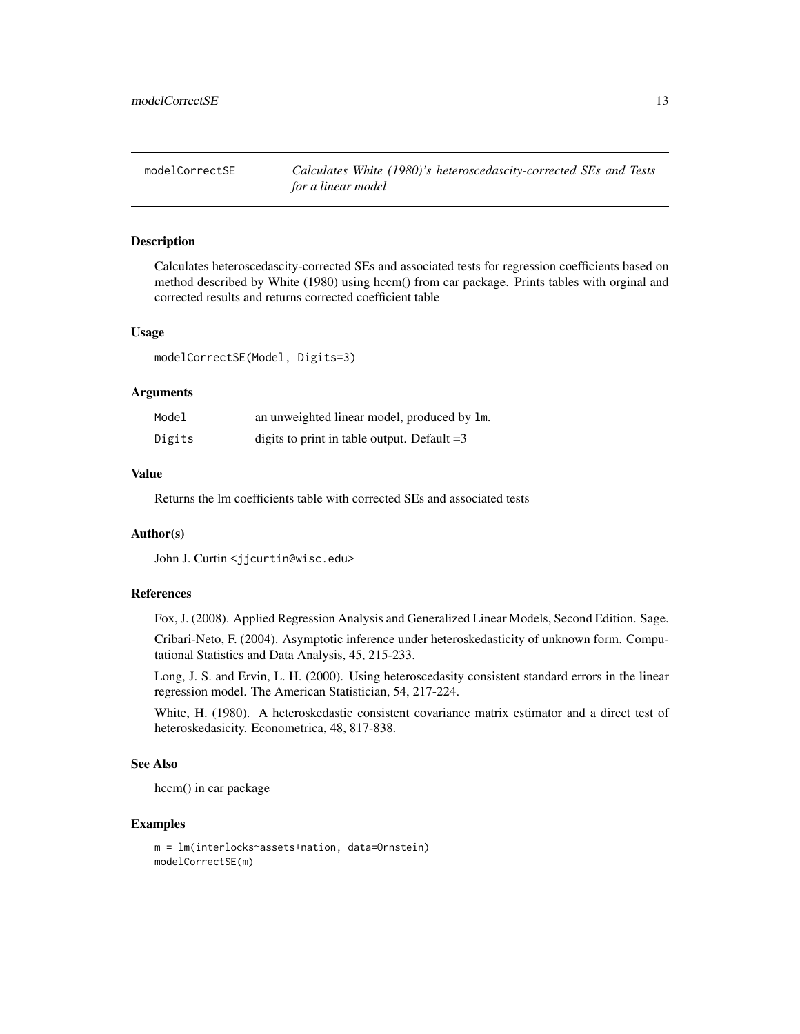modelCorrectSE *Calculates White (1980)'s heteroscedascity-corrected SEs and Tests for a linear model*

### Description

Calculates heteroscedascity-corrected SEs and associated tests for regression coefficients based on method described by White (1980) using hccm() from car package. Prints tables with orginal and corrected results and returns corrected coefficient table

### Usage

```
modelCorrectSE(Model, Digits=3)
```

### Arguments

| | |
|---|---|
| `Model` | an unweighted linear model, produced by `lm`. |
| `Digits` | digits to print in table output. Default =3 |

### Value

Returns the lm coefficients table with corrected SEs and associated tests

### Author(s)

John J. Curtin <jjcurtin@wisc.edu>

### References

Fox, J. (2008). Applied Regression Analysis and Generalized Linear Models, Second Edition. Sage.

Cribari-Neto, F. (2004). Asymptotic inference under heteroskedasticity of unknown form. Computational Statistics and Data Analysis, 45, 215-233.

Long, J. S. and Ervin, L. H. (2000). Using heteroscedasity consistent standard errors in the linear regression model. The American Statistician, 54, 217-224.

White, H. (1980). A heteroskedastic consistent covariance matrix estimator and a direct test of heteroskedasicity. Econometrica, 48, 817-838.

### See Also

hccm() in car package

### Examples

```
m = lm(interlocks~assets+nation, data=Ornstein)
modelCorrectSE(m)
```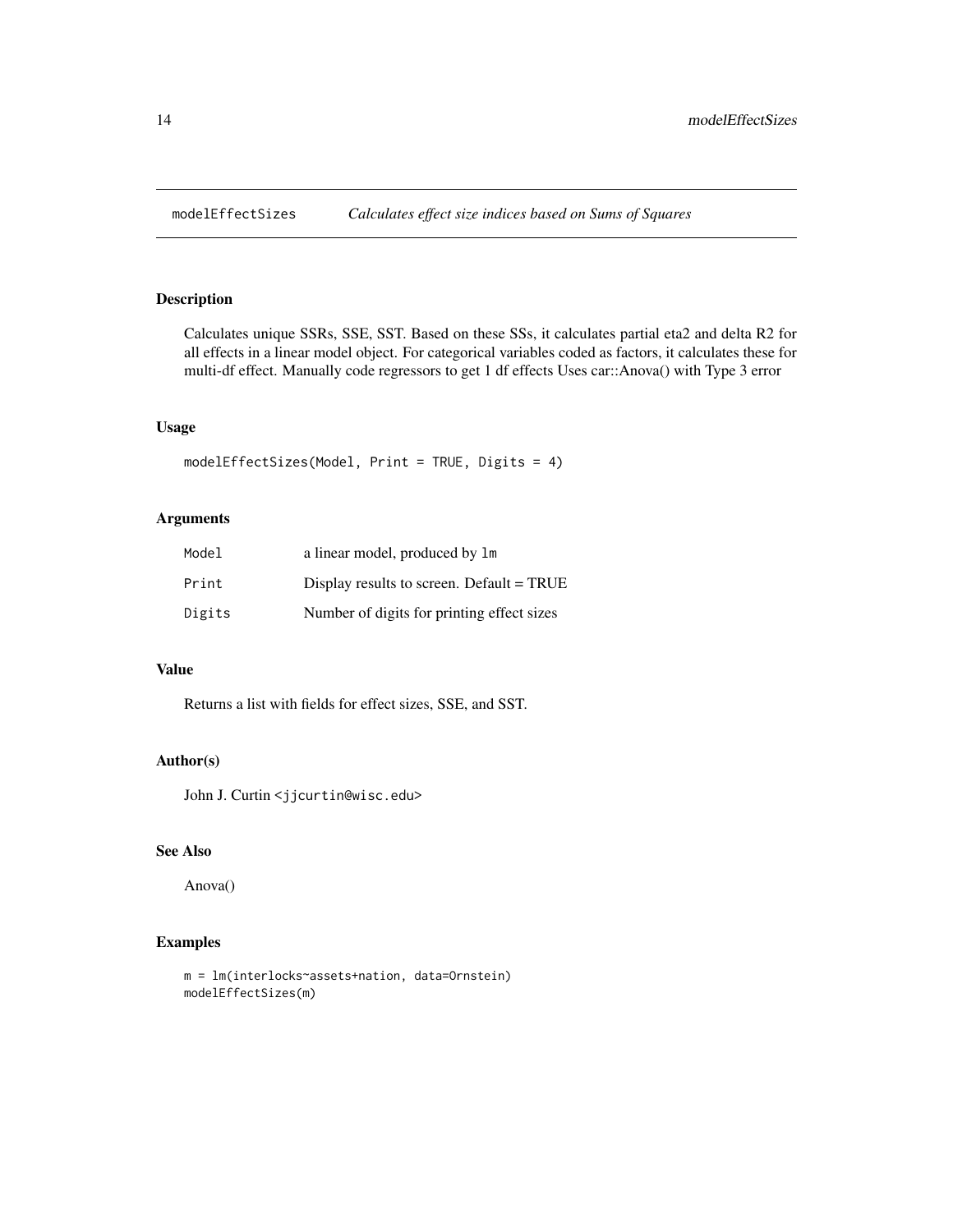# modelEffectSizes *Calculates effect size indices based on Sums of Squares*

## Description

Calculates unique SSRs, SSE, SST. Based on these SSs, it calculates partial eta2 and delta R2 for all effects in a linear model object. For categorical variables coded as factors, it calculates these for multi-df effect. Manually code regressors to get 1 df effects Uses car::Anova() with Type 3 error

## Usage

```
modelEffectSizes(Model, Print = TRUE, Digits = 4)
```

## Arguments

| | |
|---|---|
| Model | a linear model, produced by `lm` |
| Print | Display results to screen. Default = TRUE |
| Digits | Number of digits for printing effect sizes |

## Value

Returns a list with fields for effect sizes, SSE, and SST.

## Author(s)

John J. Curtin <jjcurtin@wisc.edu>

## See Also

Anova()

## Examples

```
m = lm(interlocks~assets+nation, data=Ornstein)
modelEffectSizes(m)
```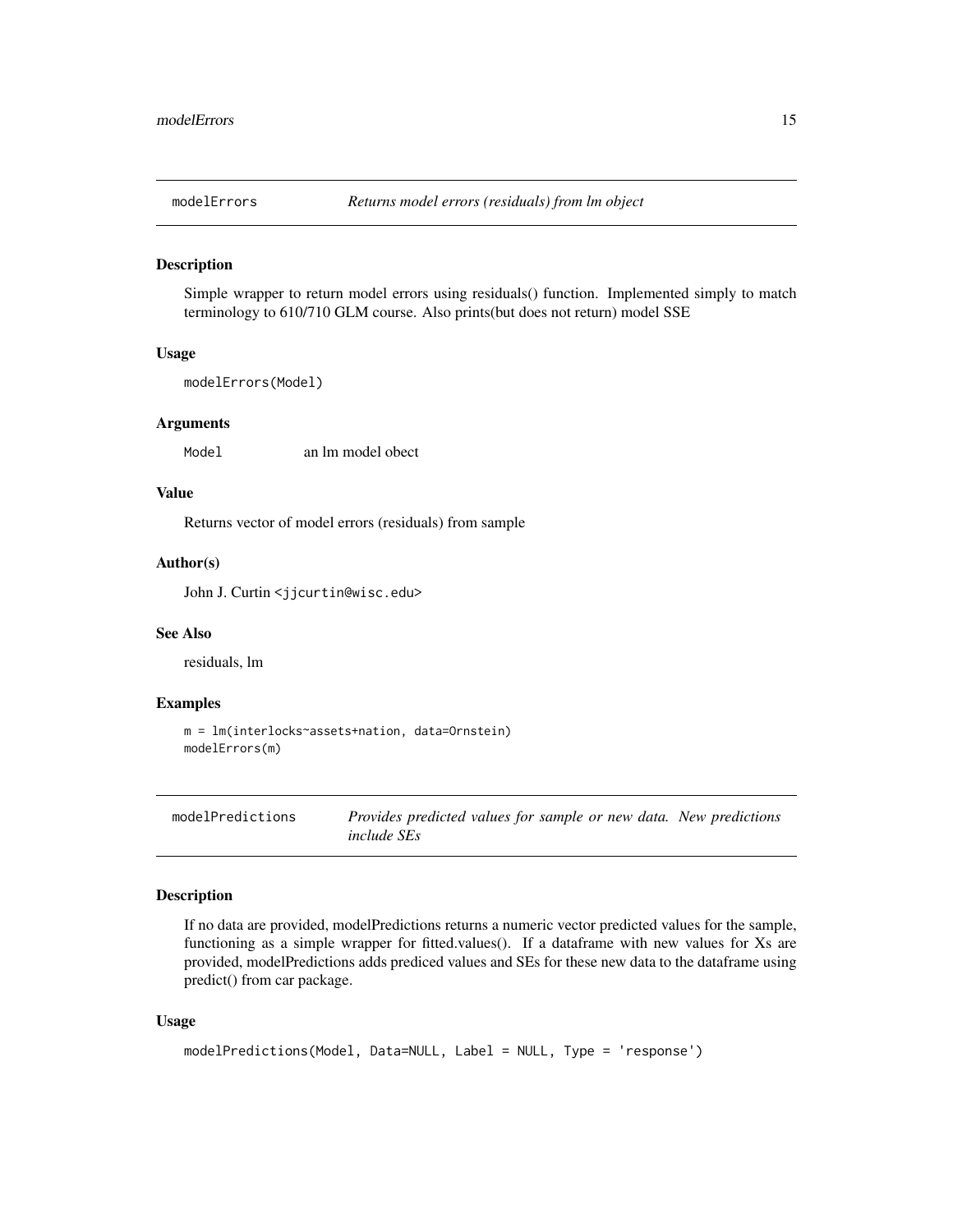## modelErrors — *Returns model errors (residuals) from lm object*

### Description

Simple wrapper to return model errors using residuals() function. Implemented simply to match terminology to 610/710 GLM course. Also prints(but does not return) model SSE

### Usage

```
modelErrors(Model)
```

### Arguments

| | |
|---|---|
| `Model` | an lm model obect |

### Value

Returns vector of model errors (residuals) from sample

### Author(s)

John J. Curtin <jjcurtin@wisc.edu>

### See Also

residuals, lm

### Examples

```
m = lm(interlocks~assets+nation, data=Ornstein)
modelErrors(m)
```

## modelPredictions — *Provides predicted values for sample or new data. New predictions include SEs*

### Description

If no data are provided, modelPredictions returns a numeric vector predicted values for the sample, functioning as a simple wrapper for fitted.values(). If a dataframe with new values for Xs are provided, modelPredictions adds prediced values and SEs for these new data to the dataframe using predict() from car package.

### Usage

```
modelPredictions(Model, Data=NULL, Label = NULL, Type = 'response')
```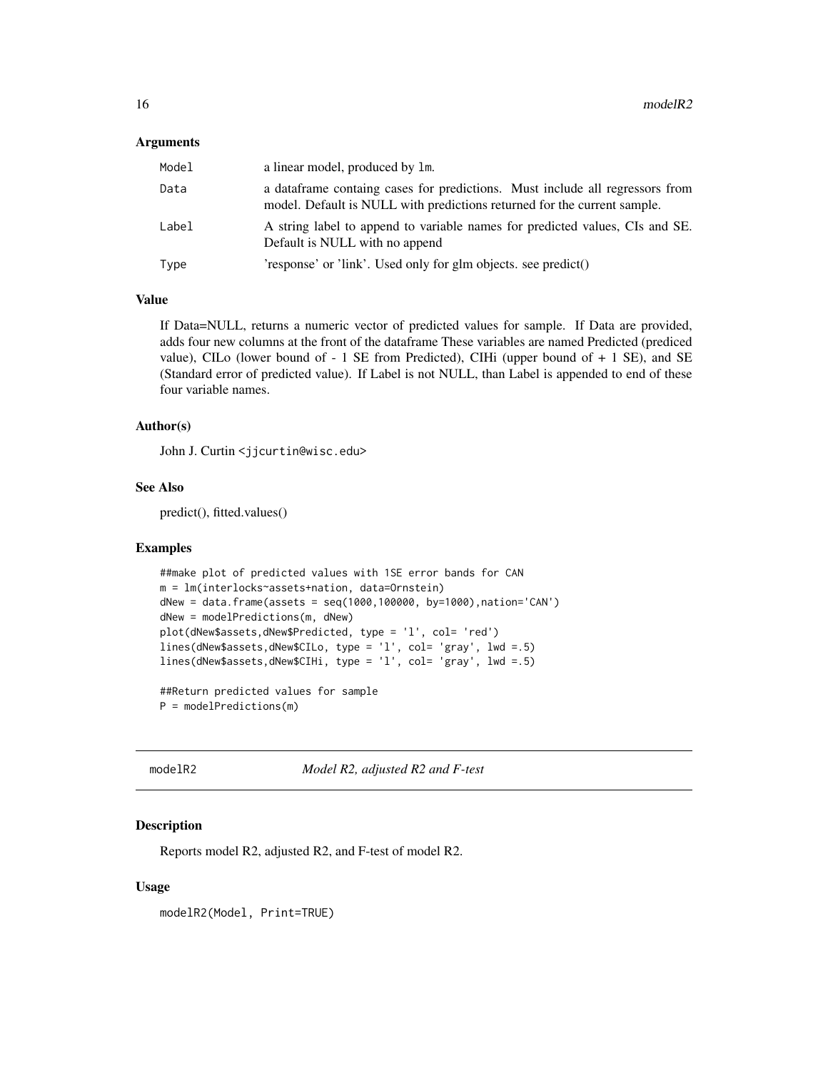### Arguments

| | |
|---|---|
| Model | a linear model, produced by lm. |
| Data | a dataframe containg cases for predictions. Must include all regressors from model. Default is NULL with predictions returned for the current sample. |
| Label | A string label to append to variable names for predicted values, CIs and SE. Default is NULL with no append |
| Type | 'response' or 'link'. Used only for glm objects. see predict() |

### Value

If Data=NULL, returns a numeric vector of predicted values for sample. If Data are provided, adds four new columns at the front of the dataframe These variables are named Predicted (prediced value), CILo (lower bound of - 1 SE from Predicted), CIHi (upper bound of + 1 SE), and SE (Standard error of predicted value). If Label is not NULL, than Label is appended to end of these four variable names.

### Author(s)

John J. Curtin <jjcurtin@wisc.edu>

### See Also

predict(), fitted.values()

### Examples

```
##make plot of predicted values with 1SE error bands for CAN
m = lm(interlocks~assets+nation, data=Ornstein)
dNew = data.frame(assets = seq(1000,100000, by=1000),nation='CAN')
dNew = modelPredictions(m, dNew)
plot(dNew$assets,dNew$Predicted, type = 'l', col= 'red')
lines(dNew$assets,dNew$CILo, type = 'l', col= 'gray', lwd =.5)
lines(dNew$assets,dNew$CIHi, type = 'l', col= 'gray', lwd =.5)

##Return predicted values for sample
P = modelPredictions(m)
```

---

## modelR2 — *Model R2, adjusted R2 and F-test*

### Description

Reports model R2, adjusted R2, and F-test of model R2.

### Usage

```
modelR2(Model, Print=TRUE)
```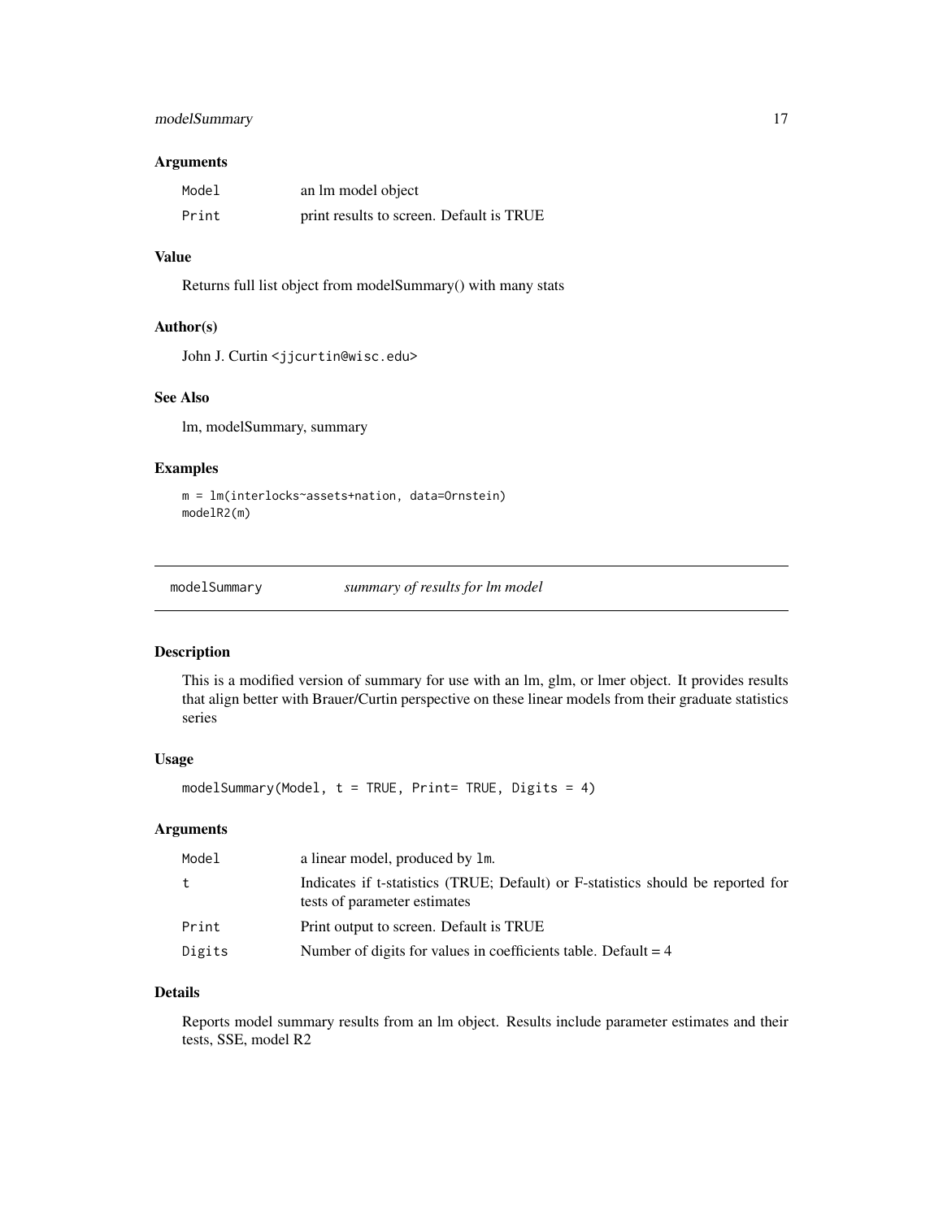### Arguments

| | |
|---|---|
| `Model` | an lm model object |
| `Print` | print results to screen. Default is TRUE |

### Value

Returns full list object from modelSummary() with many stats

### Author(s)

John J. Curtin <jjcurtin@wisc.edu>

### See Also

lm, modelSummary, summary

### Examples

```
m = lm(interlocks~assets+nation, data=Ornstein)
modelR2(m)
```

---

## modelSummary *summary of results for lm model*

---

### Description

This is a modified version of summary for use with an lm, glm, or lmer object. It provides results that align better with Brauer/Curtin perspective on these linear models from their graduate statistics series

### Usage

```
modelSummary(Model, t = TRUE, Print= TRUE, Digits = 4)
```

### Arguments

| | |
|---|---|
| `Model` | a linear model, produced by `lm`. |
| `t` | Indicates if t-statistics (TRUE; Default) or F-statistics should be reported for tests of parameter estimates |
| `Print` | Print output to screen. Default is TRUE |
| `Digits` | Number of digits for values in coefficients table. Default = 4 |

### Details

Reports model summary results from an lm object. Results include parameter estimates and their tests, SSE, model R2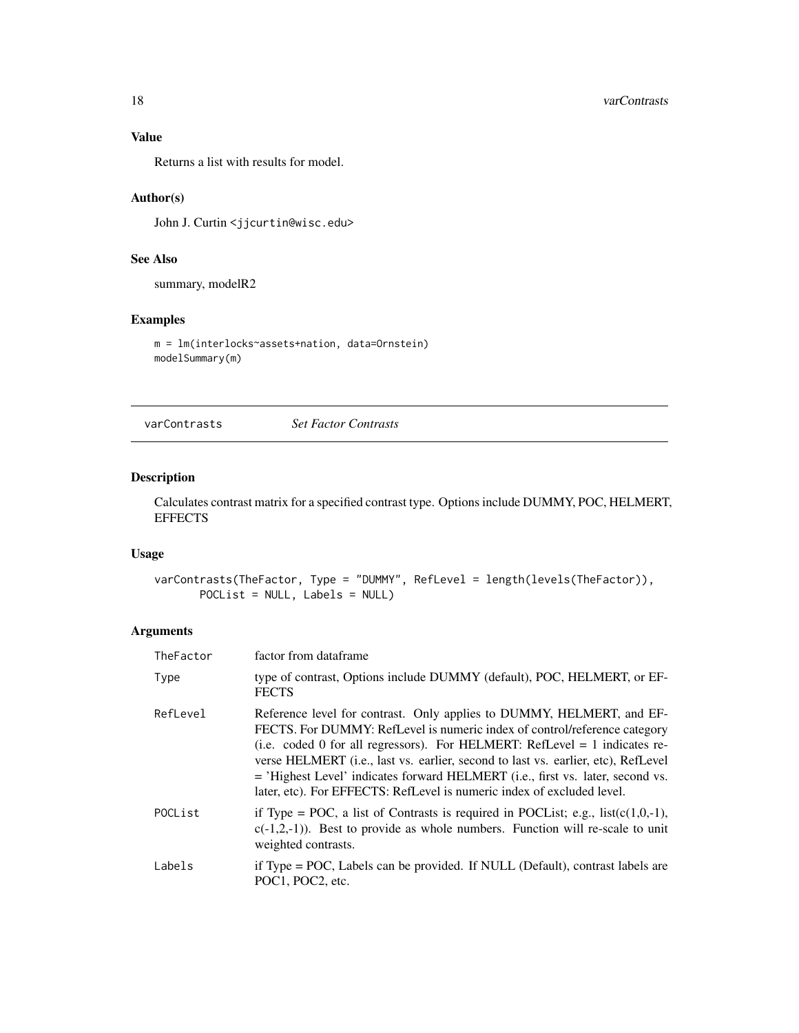### Value

Returns a list with results for model.

### Author(s)

John J. Curtin <jjcurtin@wisc.edu>

### See Also

summary, modelR2

### Examples

```
m = lm(interlocks~assets+nation, data=Ornstein)
modelSummary(m)
```

## varContrasts *Set Factor Contrasts*

### Description

Calculates contrast matrix for a specified contrast type. Options include DUMMY, POC, HELMERT, EFFECTS

### Usage

```
varContrasts(TheFactor, Type = "DUMMY", RefLevel = length(levels(TheFactor)),
       POCList = NULL, Labels = NULL)
```

### Arguments

| | |
|---|---|
| TheFactor | factor from dataframe |
| Type | type of contrast, Options include DUMMY (default), POC, HELMERT, or EFFECTS |
| RefLevel | Reference level for contrast. Only applies to DUMMY, HELMERT, and EFFECTS. For DUMMY: RefLevel is numeric index of control/reference category (i.e. coded 0 for all regressors). For HELMERT: RefLevel = 1 indicates reverse HELMERT (i.e., last vs. earlier, second to last vs. earlier, etc), RefLevel = 'Highest Level' indicates forward HELMERT (i.e., first vs. later, second vs. later, etc). For EFFECTS: RefLevel is numeric index of excluded level. |
| POCList | if Type = POC, a list of Contrasts is required in POCList; e.g., list(c(1,0,-1), c(-1,2,-1)). Best to provide as whole numbers. Function will re-scale to unit weighted contrasts. |
| Labels | if Type = POC, Labels can be provided. If NULL (Default), contrast labels are POC1, POC2, etc. |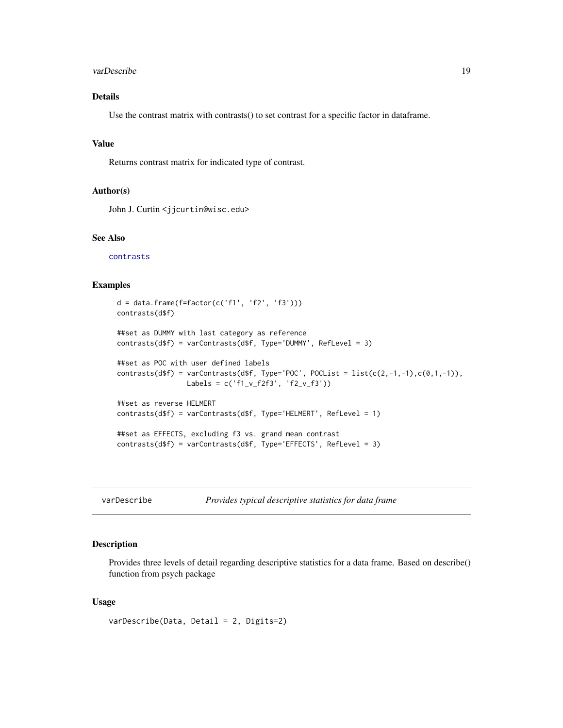## Details

Use the contrast matrix with contrasts() to set contrast for a specific factor in dataframe.

## Value

Returns contrast matrix for indicated type of contrast.

## Author(s)

John J. Curtin <jjcurtin@wisc.edu>

## See Also

contrasts

## Examples

```
d = data.frame(f=factor(c('f1', 'f2', 'f3')))
contrasts(d$f)

##set as DUMMY with last category as reference
contrasts(d$f) = varContrasts(d$f, Type='DUMMY', RefLevel = 3)

##set as POC with user defined labels
contrasts(d$f) = varContrasts(d$f, Type='POC', POCList = list(c(2,-1,-1),c(0,1,-1)),
                 Labels = c('f1_v_f2f3', 'f2_v_f3'))

##set as reverse HELMERT
contrasts(d$f) = varContrasts(d$f, Type='HELMERT', RefLevel = 1)

##set as EFFECTS, excluding f3 vs. grand mean contrast
contrasts(d$f) = varContrasts(d$f, Type='EFFECTS', RefLevel = 3)
```

---

# varDescribe    *Provides typical descriptive statistics for data frame*

---

## Description

Provides three levels of detail regarding descriptive statistics for a data frame. Based on describe() function from psych package

## Usage

```
varDescribe(Data, Detail = 2, Digits=2)
```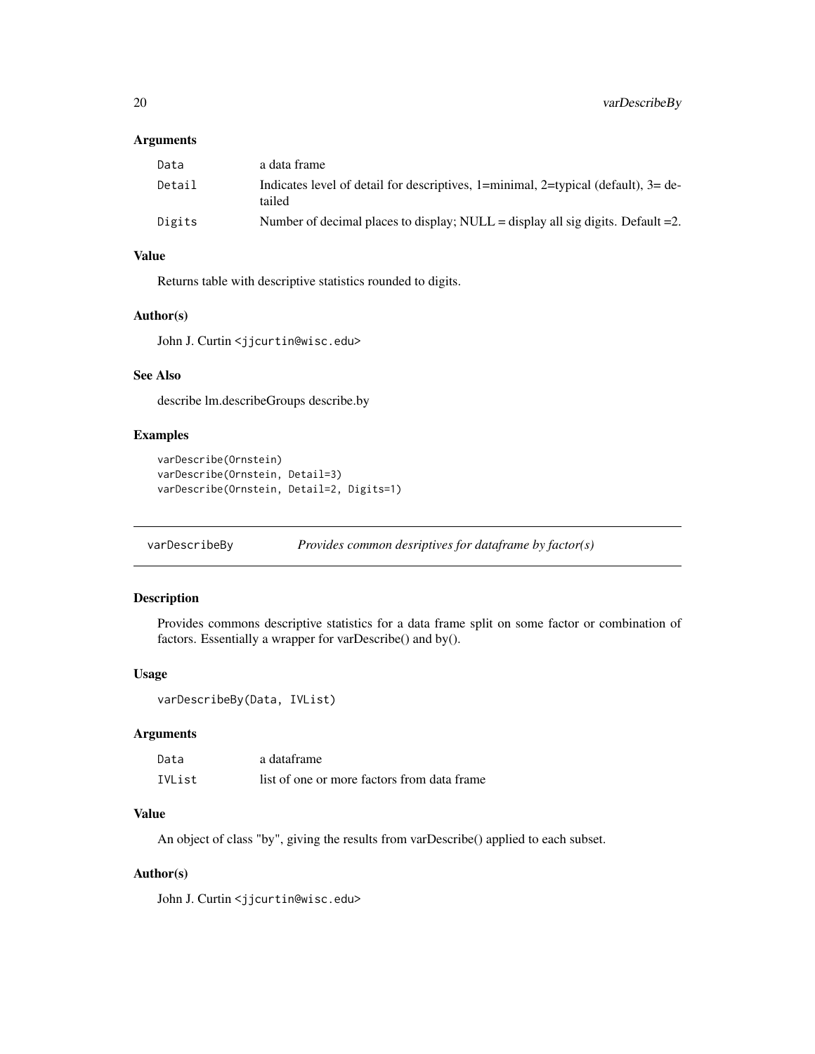### Arguments

| | |
|---|---|
| `Data` | a data frame |
| `Detail` | Indicates level of detail for descriptives, 1=minimal, 2=typical (default), 3= detailed |
| `Digits` | Number of decimal places to display; NULL = display all sig digits. Default =2. |

### Value

Returns table with descriptive statistics rounded to digits.

### Author(s)

John J. Curtin <jjcurtin@wisc.edu>

### See Also

describe lm.describeGroups describe.by

### Examples

```
varDescribe(Ornstein)
varDescribe(Ornstein, Detail=3)
varDescribe(Ornstein, Detail=2, Digits=1)
```

---

## varDescribeBy — *Provides common desriptives for dataframe by factor(s)*

---

### Description

Provides commons descriptive statistics for a data frame split on some factor or combination of factors. Essentially a wrapper for varDescribe() and by().

### Usage

```
varDescribeBy(Data, IVList)
```

### Arguments

| | |
|---|---|
| `Data` | a dataframe |
| `IVList` | list of one or more factors from data frame |

### Value

An object of class "by", giving the results from varDescribe() applied to each subset.

### Author(s)

John J. Curtin <jjcurtin@wisc.edu>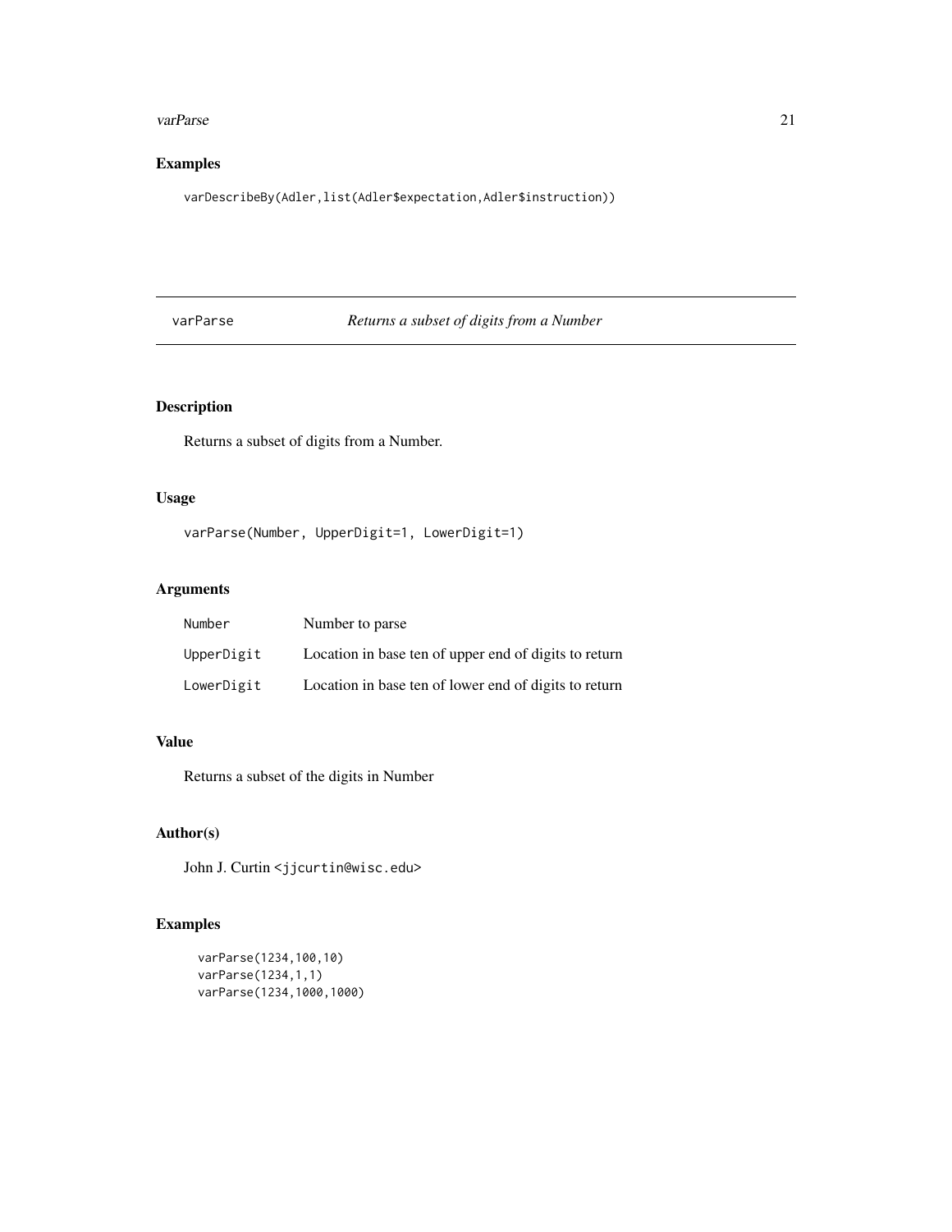## Examples

```
varDescribeBy(Adler,list(Adler$expectation,Adler$instruction))
```

---

varParse *Returns a subset of digits from a Number*

---

## Description

Returns a subset of digits from a Number.

## Usage

```
varParse(Number, UpperDigit=1, LowerDigit=1)
```

## Arguments

| | |
|---|---|
| Number | Number to parse |
| UpperDigit | Location in base ten of upper end of digits to return |
| LowerDigit | Location in base ten of lower end of digits to return |

## Value

Returns a subset of the digits in Number

## Author(s)

John J. Curtin <jjcurtin@wisc.edu>

## Examples

```
varParse(1234,100,10)
varParse(1234,1,1)
varParse(1234,1000,1000)
```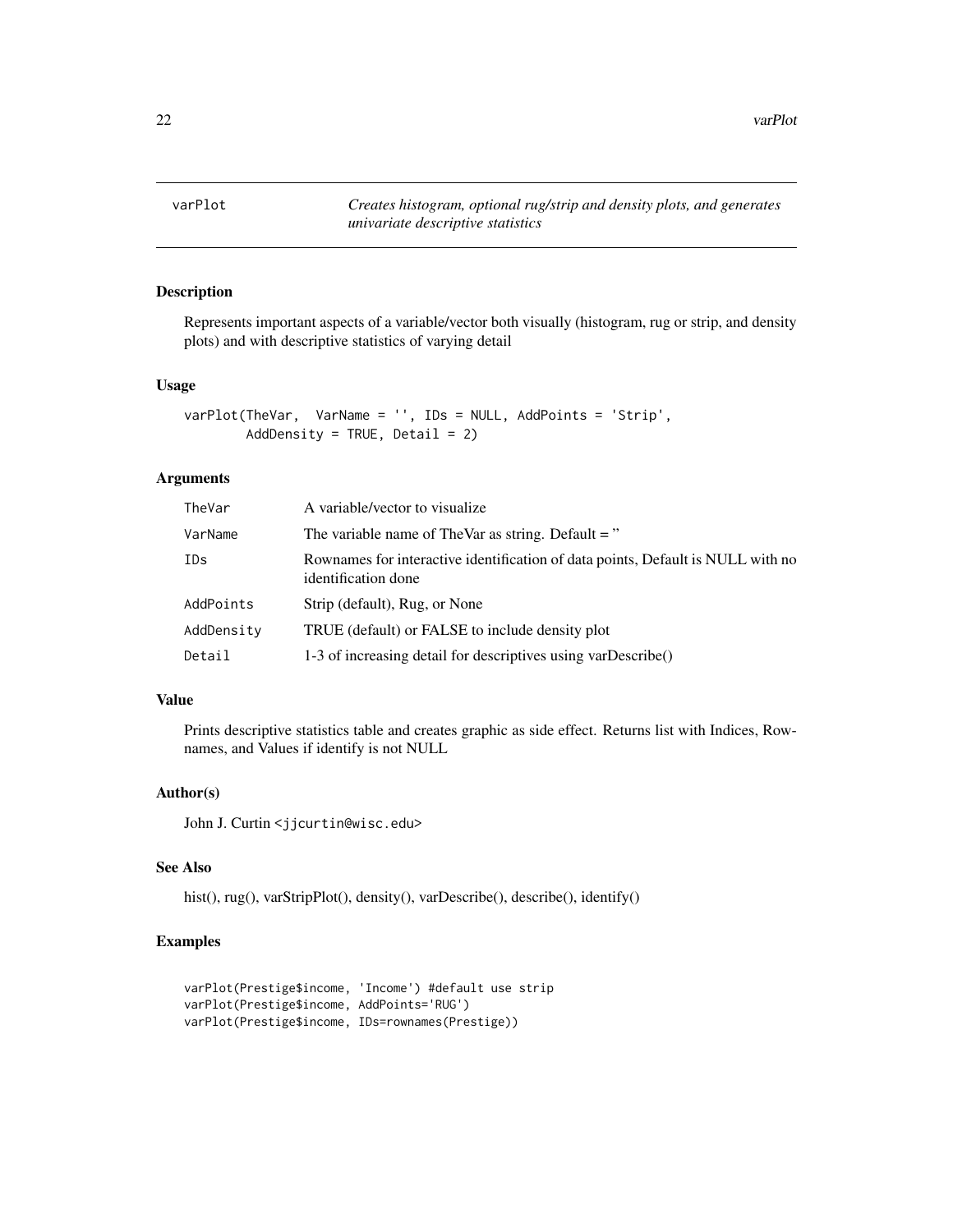varPlot *Creates histogram, optional rug/strip and density plots, and generates univariate descriptive statistics*

## Description

Represents important aspects of a variable/vector both visually (histogram, rug or strip, and density plots) and with descriptive statistics of varying detail

## Usage

```
varPlot(TheVar,  VarName = '', IDs = NULL, AddPoints = 'Strip',
        AddDensity = TRUE, Detail = 2)
```

## Arguments

| | |
|---|---|
| TheVar | A variable/vector to visualize |
| VarName | The variable name of TheVar as string. Default = '' |
| IDs | Rownames for interactive identification of data points, Default is NULL with no identification done |
| AddPoints | Strip (default), Rug, or None |
| AddDensity | TRUE (default) or FALSE to include density plot |
| Detail | 1-3 of increasing detail for descriptives using varDescribe() |

## Value

Prints descriptive statistics table and creates graphic as side effect. Returns list with Indices, Rownames, and Values if identify is not NULL

## Author(s)

John J. Curtin <jjcurtin@wisc.edu>

## See Also

hist(), rug(), varStripPlot(), density(), varDescribe(), describe(), identify()

## Examples

```
varPlot(Prestige$income, 'Income') #default use strip
varPlot(Prestige$income, AddPoints='RUG')
varPlot(Prestige$income, IDs=rownames(Prestige))
```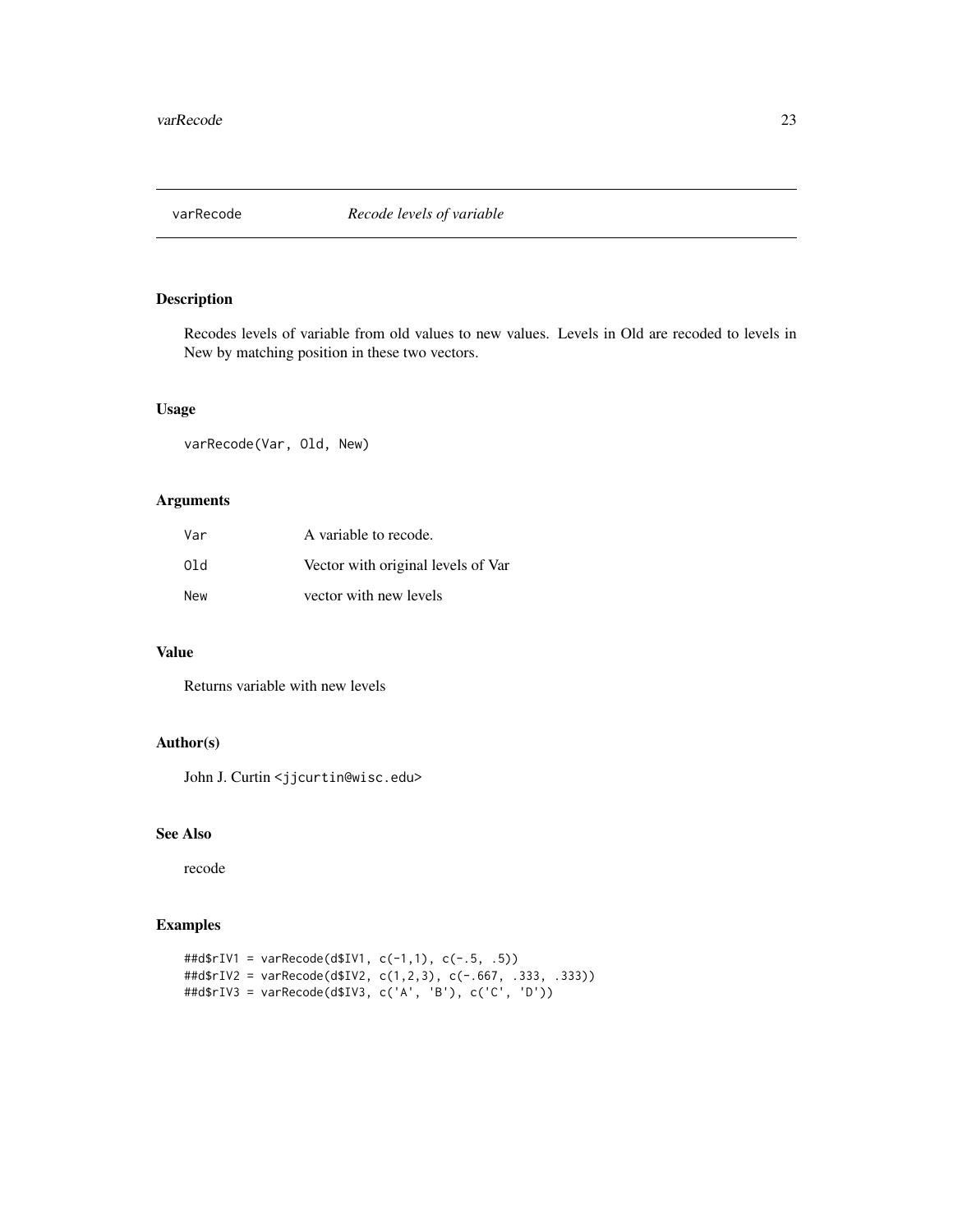# varRecode — *Recode levels of variable*

## Description

Recodes levels of variable from old values to new values. Levels in Old are recoded to levels in New by matching position in these two vectors.

## Usage

```
varRecode(Var, Old, New)
```

## Arguments

| | |
|---|---|
| `Var` | A variable to recode. |
| `Old` | Vector with original levels of Var |
| `New` | vector with new levels |

## Value

Returns variable with new levels

## Author(s)

John J. Curtin <jjcurtin@wisc.edu>

## See Also

recode

## Examples

```
##d$rIV1 = varRecode(d$IV1, c(-1,1), c(-.5, .5))
##d$rIV2 = varRecode(d$IV2, c(1,2,3), c(-.667, .333, .333))
##d$rIV3 = varRecode(d$IV3, c('A', 'B'), c('C', 'D'))
```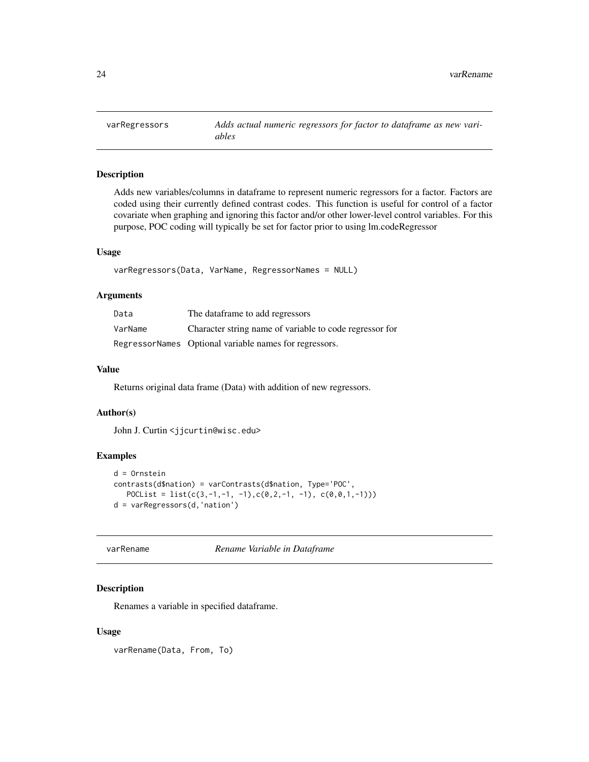## varRegressors — *Adds actual numeric regressors for factor to dataframe as new variables*

### Description

Adds new variables/columns in dataframe to represent numeric regressors for a factor. Factors are coded using their currently defined contrast codes. This function is useful for control of a factor covariate when graphing and ignoring this factor and/or other lower-level control variables. For this purpose, POC coding will typically be set for factor prior to using lm.codeRegressor

### Usage

```
varRegressors(Data, VarName, RegressorNames = NULL)
```

### Arguments

| | |
|---|---|
| `Data` | The dataframe to add regressors |
| `VarName` | Character string name of variable to code regressor for |
| `RegressorNames` | Optional variable names for regressors. |

### Value

Returns original data frame (Data) with addition of new regressors.

### Author(s)

John J. Curtin <jjcurtin@wisc.edu>

### Examples

```
d = Ornstein
contrasts(d$nation) = varContrasts(d$nation, Type='POC',
   POCList = list(c(3,-1,-1, -1),c(0,2,-1, -1), c(0,0,1,-1)))
d = varRegressors(d,'nation')
```

## varRename — *Rename Variable in Dataframe*

### Description

Renames a variable in specified dataframe.

### Usage

```
varRename(Data, From, To)
```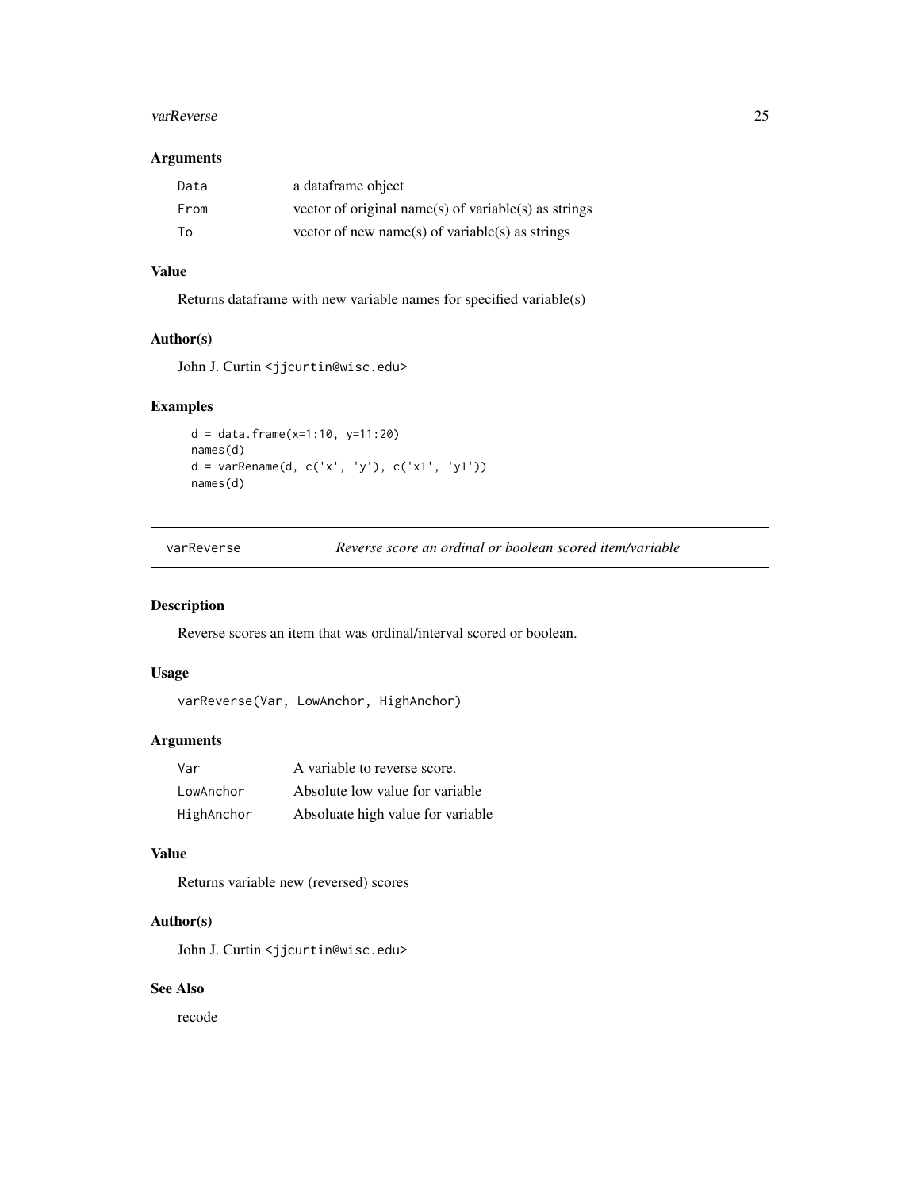## Arguments

| | |
|---|---|
| Data | a dataframe object |
| From | vector of original name(s) of variable(s) as strings |
| To | vector of new name(s) of variable(s) as strings |

## Value

Returns dataframe with new variable names for specified variable(s)

## Author(s)

John J. Curtin <jjcurtin@wisc.edu>

## Examples

```
d = data.frame(x=1:10, y=11:20)
names(d)
d = varRename(d, c('x', 'y'), c('x1', 'y1'))
names(d)
```

---

# varReverse — *Reverse score an ordinal or boolean scored item/variable*

---

## Description

Reverse scores an item that was ordinal/interval scored or boolean.

## Usage

```
varReverse(Var, LowAnchor, HighAnchor)
```

## Arguments

| | |
|---|---|
| Var | A variable to reverse score. |
| LowAnchor | Absolute low value for variable |
| HighAnchor | Absoluate high value for variable |

## Value

Returns variable new (reversed) scores

## Author(s)

John J. Curtin <jjcurtin@wisc.edu>

## See Also

recode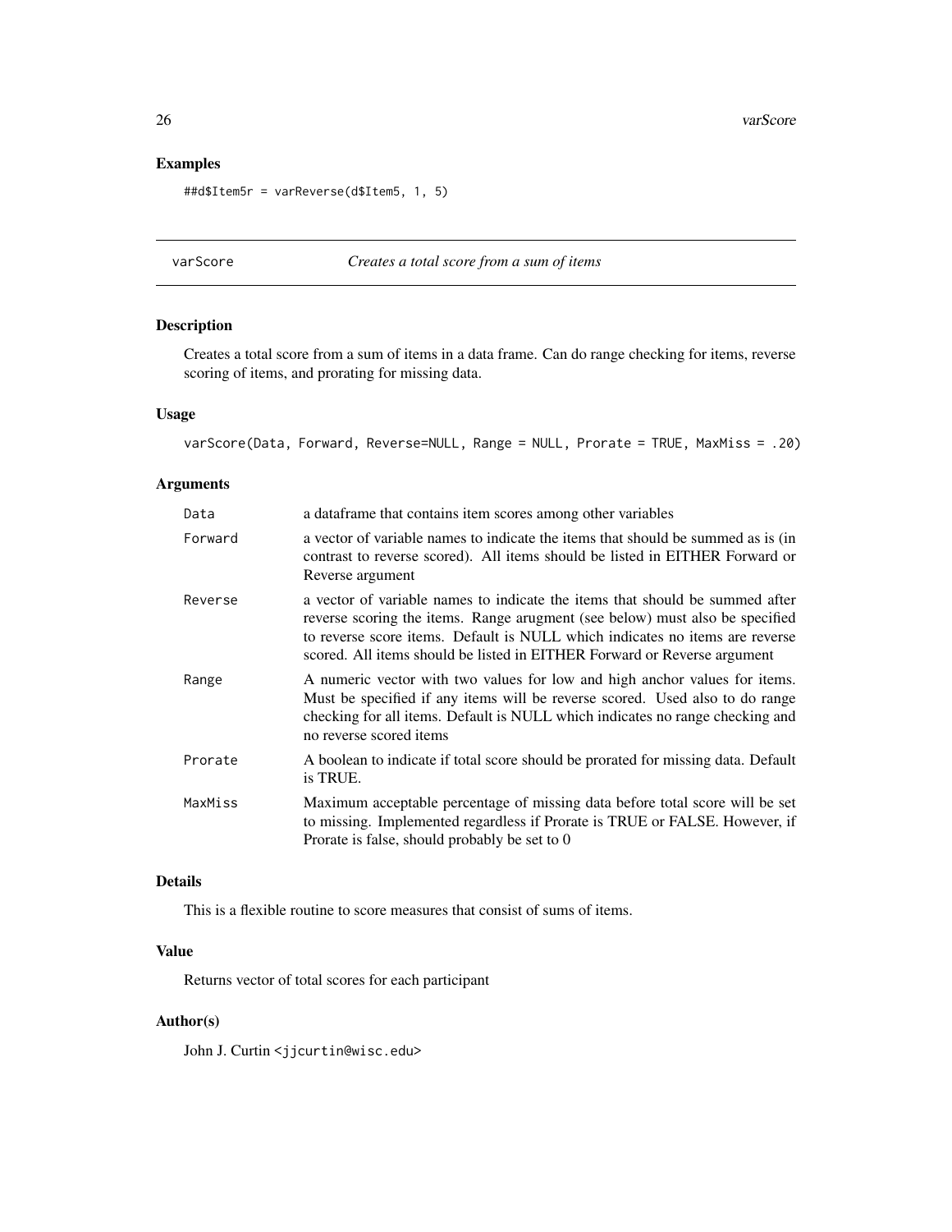## Examples

```
##d$Item5r = varReverse(d$Item5, 1, 5)
```

---

## varScore — *Creates a total score from a sum of items*

### Description

Creates a total score from a sum of items in a data frame. Can do range checking for items, reverse scoring of items, and prorating for missing data.

### Usage

```
varScore(Data, Forward, Reverse=NULL, Range = NULL, Prorate = TRUE, MaxMiss = .20)
```

### Arguments

| Argument | Description |
|---|---|
| Data | a dataframe that contains item scores among other variables |
| Forward | a vector of variable names to indicate the items that should be summed as is (in contrast to reverse scored). All items should be listed in EITHER Forward or Reverse argument |
| Reverse | a vector of variable names to indicate the items that should be summed after reverse scoring the items. Range arugment (see below) must also be specified to reverse score items. Default is NULL which indicates no items are reverse scored. All items should be listed in EITHER Forward or Reverse argument |
| Range | A numeric vector with two values for low and high anchor values for items. Must be specified if any items will be reverse scored. Used also to do range checking for all items. Default is NULL which indicates no range checking and no reverse scored items |
| Prorate | A boolean to indicate if total score should be prorated for missing data. Default is TRUE. |
| MaxMiss | Maximum acceptable percentage of missing data before total score will be set to missing. Implemented regardless if Prorate is TRUE or FALSE. However, if Prorate is false, should probably be set to 0 |

### Details

This is a flexible routine to score measures that consist of sums of items.

### Value

Returns vector of total scores for each participant

### Author(s)

John J. Curtin <jjcurtin@wisc.edu>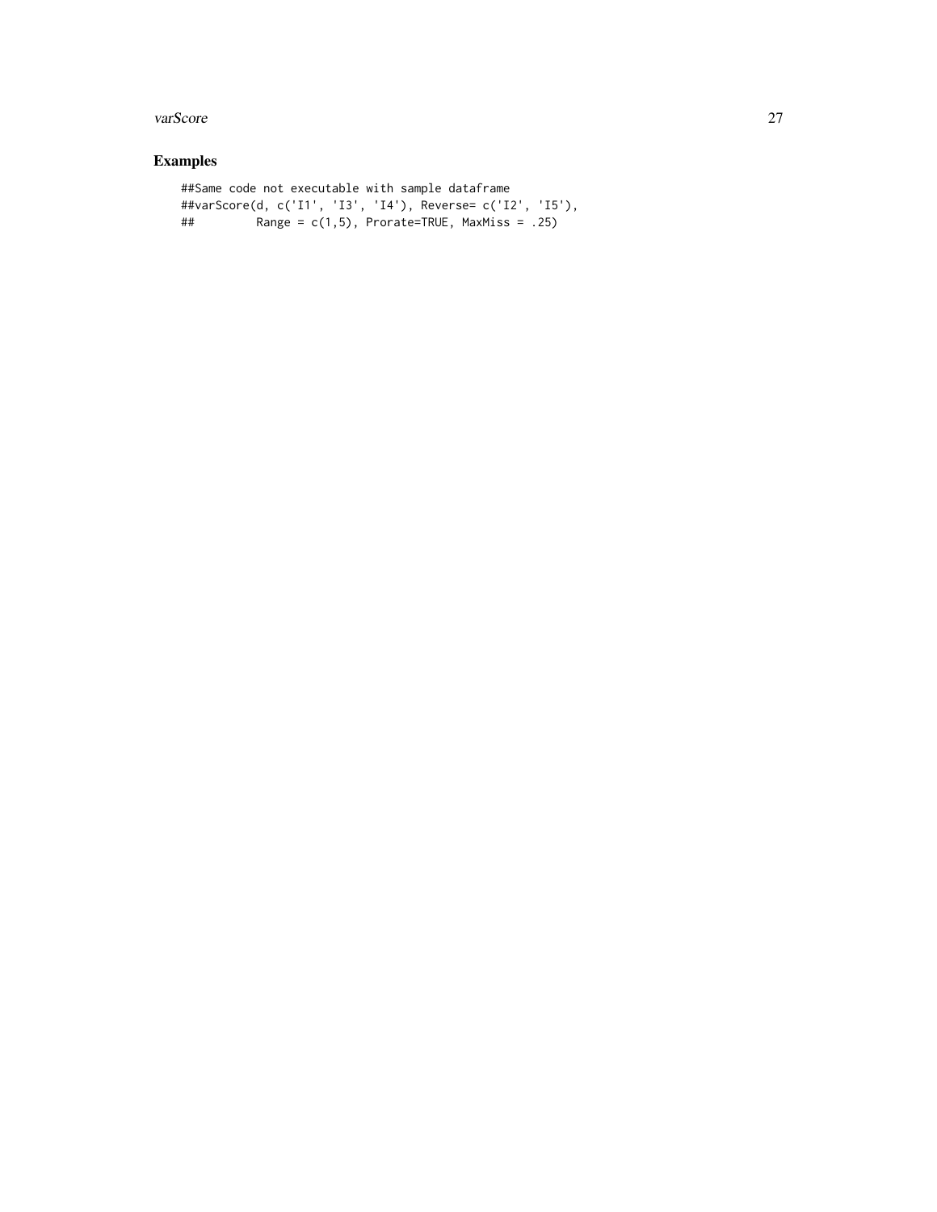## Examples

```
##Same code not executable with sample dataframe
##varScore(d, c('I1', 'I3', 'I4'), Reverse= c('I2', 'I5'),
##         Range = c(1,5), Prorate=TRUE, MaxMiss = .25)
```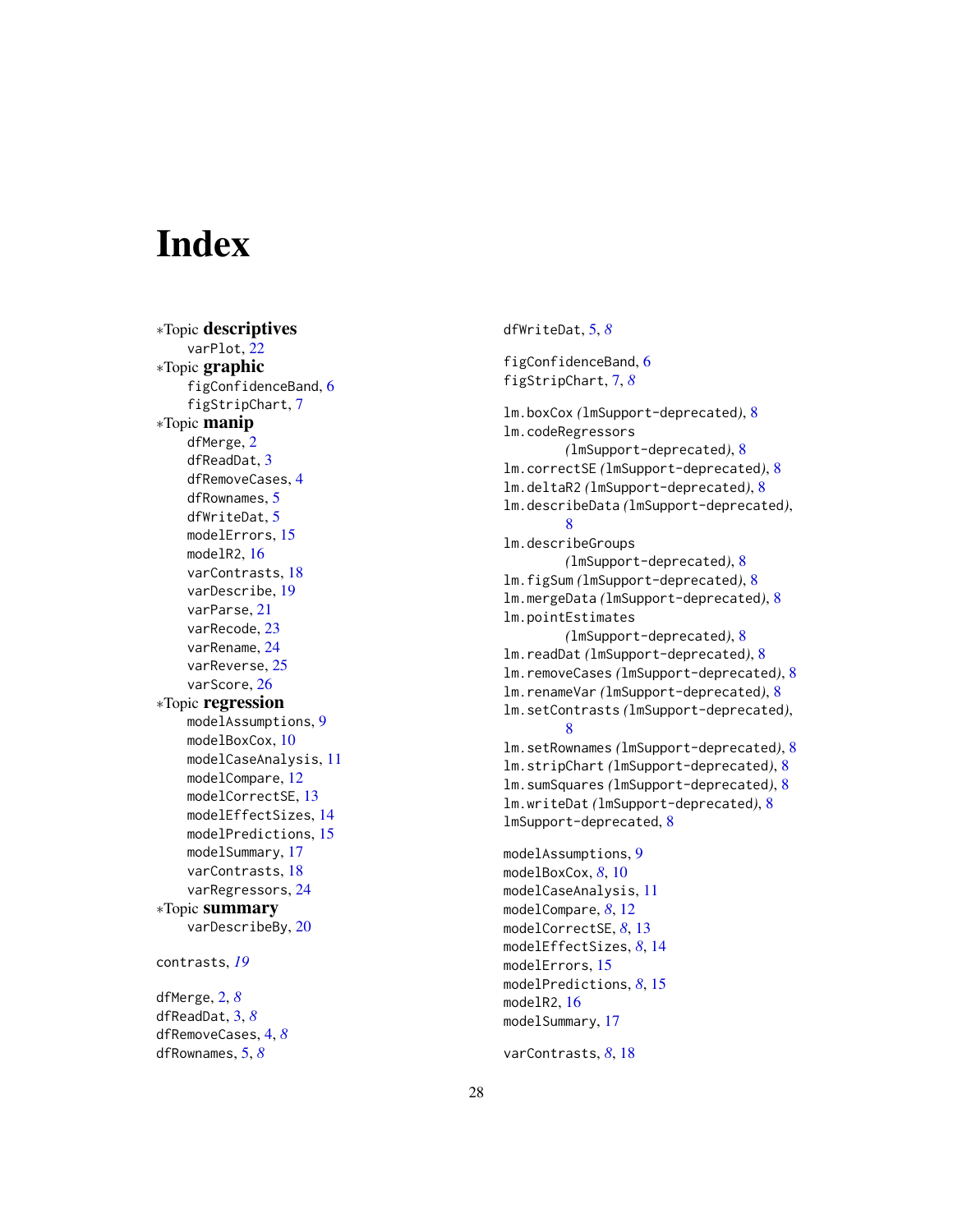# Index

*Topic **descriptives**
- varPlot, 22

*Topic **graphic**
- figConfidenceBand, 6
- figStripChart, 7

*Topic **manip**
- dfMerge, 2
- dfReadDat, 3
- dfRemoveCases, 4
- dfRownames, 5
- dfWriteDat, 5
- modelErrors, 15
- modelR2, 16
- varContrasts, 18
- varDescribe, 19
- varParse, 21
- varRecode, 23
- varRename, 24
- varReverse, 25
- varScore, 26

*Topic **regression**
- modelAssumptions, 9
- modelBoxCox, 10
- modelCaseAnalysis, 11
- modelCompare, 12
- modelCorrectSE, 13
- modelEffectSizes, 14
- modelPredictions, 15
- modelSummary, 17
- varContrasts, 18
- varRegressors, 24

*Topic **summary**
- varDescribeBy, 20

contrasts, *19*

dfMerge, 2, *8*
dfReadDat, 3, *8*
dfRemoveCases, 4, *8*
dfRownames, 5, *8*
dfWriteDat, 5, *8*

figConfidenceBand, 6
figStripChart, 7, *8*

lm.boxCox *(lmSupport-deprecated)*, 8
lm.codeRegressors *(lmSupport-deprecated)*, 8
lm.correctSE *(lmSupport-deprecated)*, 8
lm.deltaR2 *(lmSupport-deprecated)*, 8
lm.describeData *(lmSupport-deprecated)*, 8
lm.describeGroups *(lmSupport-deprecated)*, 8
lm.figSum *(lmSupport-deprecated)*, 8
lm.mergeData *(lmSupport-deprecated)*, 8
lm.pointEstimates *(lmSupport-deprecated)*, 8
lm.readDat *(lmSupport-deprecated)*, 8
lm.removeCases *(lmSupport-deprecated)*, 8
lm.renameVar *(lmSupport-deprecated)*, 8
lm.setContrasts *(lmSupport-deprecated)*, 8
lm.setRownames *(lmSupport-deprecated)*, 8
lm.stripChart *(lmSupport-deprecated)*, 8
lm.sumSquares *(lmSupport-deprecated)*, 8
lm.writeDat *(lmSupport-deprecated)*, 8
lmSupport-deprecated, 8

modelAssumptions, 9
modelBoxCox, *8*, 10
modelCaseAnalysis, 11
modelCompare, *8*, 12
modelCorrectSE, *8*, 13
modelEffectSizes, *8*, 14
modelErrors, 15
modelPredictions, *8*, 15
modelR2, 16
modelSummary, 17

varContrasts, *8*, 18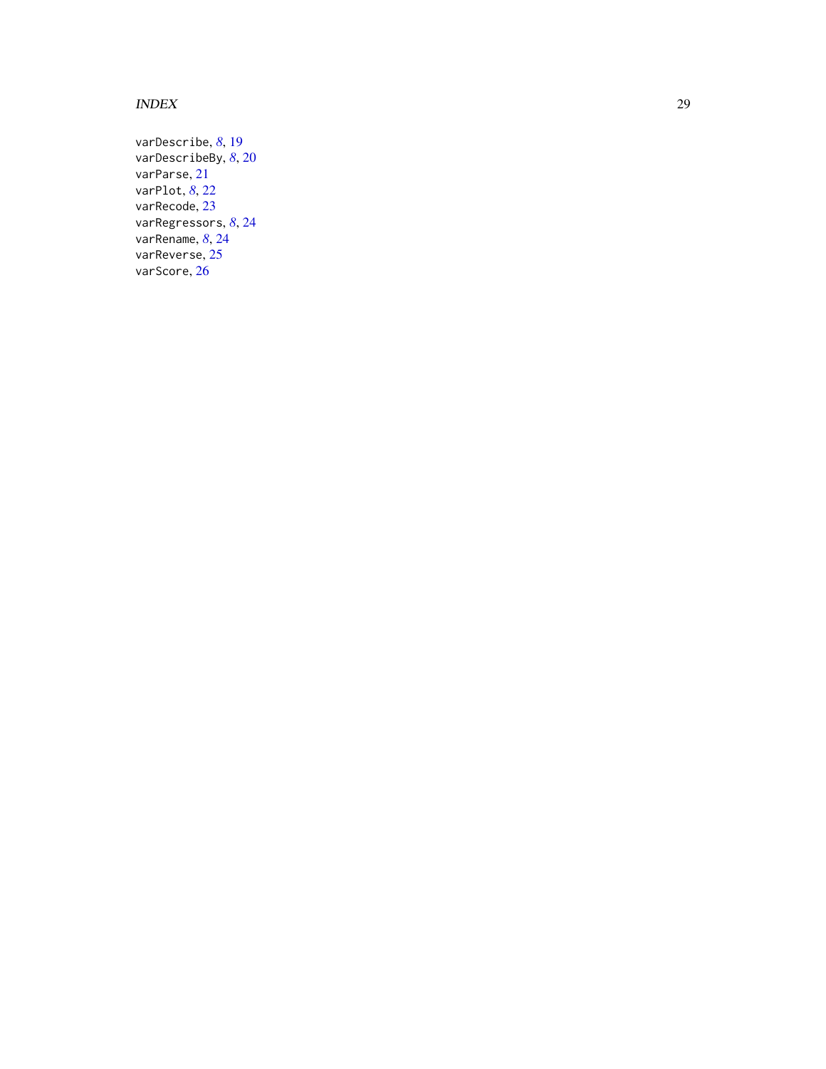varDescribe, *8*, 19
varDescribeBy, *8*, 20
varParse, 21
varPlot, *8*, 22
varRecode, 23
varRegressors, *8*, 24
varRename, *8*, 24
varReverse, 25
varScore, 26